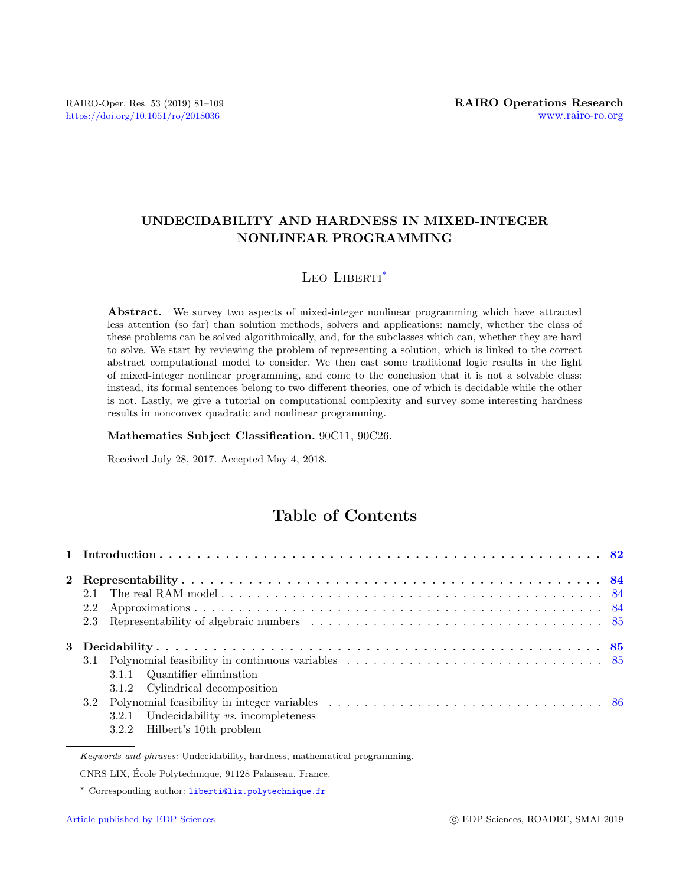# UNDECIDABILITY AND HARDNESS IN MIXED-INTEGER NONLINEAR PROGRAMMING

Leo Liberti*

**Abstract.** We survey two aspects of mixed-integer nonlinear programming which have attracted less attention (so far) than solution methods, solvers and applications: namely, whether the class of these problems can be solved algorithmically, and, for the subclasses which can, whether they are hard to solve. We start by reviewing the problem of representing a solution, which is linked to the correct abstract computational model to consider. We then cast some traditional logic results in the light of mixed-integer nonlinear programming, and come to the conclusion that it is not a solvable class: instead, its formal sentences belong to two different theories, one of which is decidable while the other is not. Lastly, we give a tutorial on computational complexity and survey some interesting hardness results in nonconvex quadratic and nonlinear programming.

**Mathematics Subject Classification.** 90C11, 90C26.

Received July 28, 2017. Accepted May 4, 2018.

## Table of Contents

- **1 Introduction** ..... **82**
- **2 Representability** ..... **84**
  - 2.1 The real RAM model ..... 84
  - 2.2 Approximations ..... 84
  - 2.3 Representability of algebraic numbers ..... 85
- **3 Decidability** ..... **85**
  - 3.1 Polynomial feasibility in continuous variables ..... 85
    - 3.1.1 Quantifier elimination
    - 3.1.2 Cylindrical decomposition
  - 3.2 Polynomial feasibility in integer variables ..... 86
    - 3.2.1 Undecidability *vs.* incompleteness
    - 3.2.2 Hilbert's 10th problem

*Keywords and phrases:* Undecidability, hardness, mathematical programming.

CNRS LIX, École Polytechnique, 91128 Palaiseau, France.

\* Corresponding author: liberti@lix.polytechnique.fr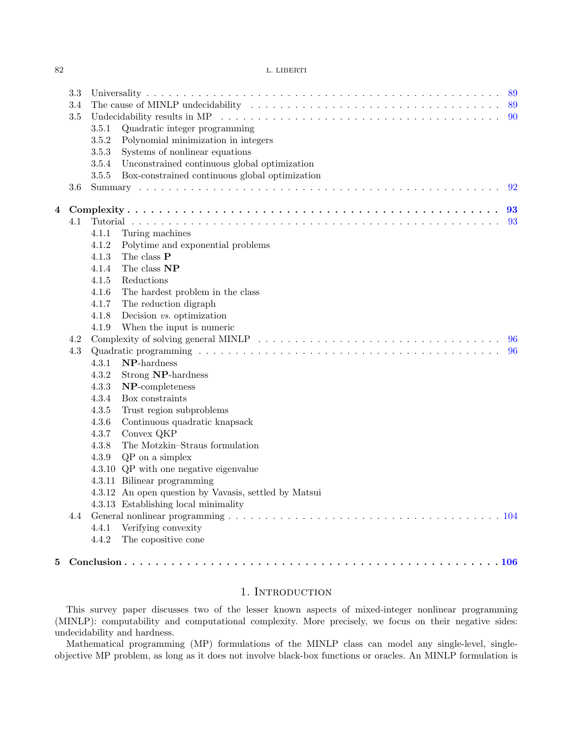3.3 Universality . . . . . . . . . . 89
3.4 The cause of MINLP undecidability . . . . . . . . . . 89
3.5 Undecidability results in MP . . . . . . . . . . 90
  3.5.1 Quadratic integer programming
  3.5.2 Polynomial minimization in integers
  3.5.3 Systems of nonlinear equations
  3.5.4 Unconstrained continuous global optimization
  3.5.5 Box-constrained continuous global optimization
3.6 Summary . . . . . . . . . . 92

**4 Complexity . . . . . . . . . . 93**
4.1 Tutorial . . . . . . . . . . 93
  4.1.1 Turing machines
  4.1.2 Polytime and exponential problems
  4.1.3 The class **P**
  4.1.4 The class **NP**
  4.1.5 Reductions
  4.1.6 The hardest problem in the class
  4.1.7 The reduction digraph
  4.1.8 Decision *vs.* optimization
  4.1.9 When the input is numeric
4.2 Complexity of solving general MINLP . . . . . . . . . . 96
4.3 Quadratic programming . . . . . . . . . . 96
  4.3.1 **NP**-hardness
  4.3.2 Strong **NP**-hardness
  4.3.3 **NP**-completeness
  4.3.4 Box constraints
  4.3.5 Trust region subproblems
  4.3.6 Continuous quadratic knapsack
  4.3.7 Convex QKP
  4.3.8 The Motzkin–Straus formulation
  4.3.9 QP on a simplex
  4.3.10 QP with one negative eigenvalue
  4.3.11 Bilinear programming
  4.3.12 An open question by Vavasis, settled by Matsui
  4.3.13 Establishing local minimality
4.4 General nonlinear programming . . . . . . . . . . 104
  4.4.1 Verifying convexity
  4.4.2 The copositive cone

**5 Conclusion . . . . . . . . . . 106**

# 1. Introduction

This survey paper discusses two of the lesser known aspects of mixed-integer nonlinear programming (MINLP): computability and computational complexity. More precisely, we focus on their negative sides: undecidability and hardness.

Mathematical programming (MP) formulations of the MINLP class can model any single-level, single-objective MP problem, as long as it does not involve black-box functions or oracles. An MINLP formulation is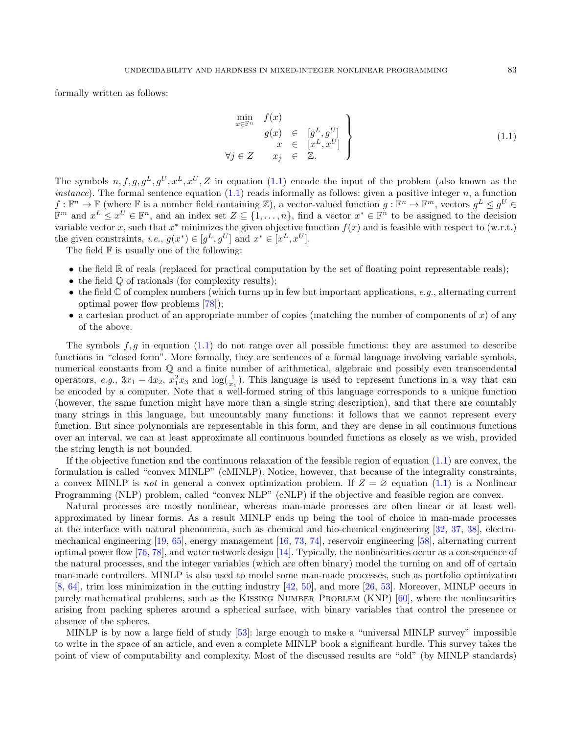formally written as follows:

$$
\left.\begin{array}{rrcl}
\min\limits_{x\in\mathbb{F}^n} & f(x) & & \\
 & g(x) & \in & [g^L, g^U] \\
 & x & \in & [x^L, x^U] \\
\forall j \in Z & x_j & \in & \mathbb{Z}.
\end{array}\right\} \tag{1.1}
$$

The symbols $n, f, g, g^L, g^U, x^L, x^U, Z$ in equation (1.1) encode the input of the problem (also known as the *instance*). The formal sentence equation (1.1) reads informally as follows: given a positive integer $n$, a function $f : \mathbb{F}^n \to \mathbb{F}$ (where $\mathbb{F}$ is a number field containing $\mathbb{Z}$), a vector-valued function $g : \mathbb{F}^n \to \mathbb{F}^m$, vectors $g^L \leq g^U \in \mathbb{F}^m$ and $x^L \leq x^U \in \mathbb{F}^n$, and an index set $Z \subseteq \{1, \ldots, n\}$, find a vector $x^* \in \mathbb{F}^n$ to be assigned to the decision variable vector $x$, such that $x^*$ minimizes the given objective function $f(x)$ and is feasible with respect to (w.r.t.) the given constraints, *i.e.*, $g(x^*) \in [g^L, g^U]$ and $x^* \in [x^L, x^U]$.

The field $\mathbb{F}$ is usually one of the following:

- the field $\mathbb{R}$ of reals (replaced for practical computation by the set of floating point representable reals);
- the field $\mathbb{Q}$ of rationals (for complexity results);
- the field $\mathbb{C}$ of complex numbers (which turns up in few but important applications, *e.g.*, alternating current optimal power flow problems [78]);
- a cartesian product of an appropriate number of copies (matching the number of components of $x$) of any of the above.

The symbols $f, g$ in equation (1.1) do not range over all possible functions: they are assumed to describe functions in "closed form". More formally, they are sentences of a formal language involving variable symbols, numerical constants from $\mathbb{Q}$ and a finite number of arithmetical, algebraic and possibly even transcendental operators, *e.g.*, $3x_1 - 4x_2$, $x_1^2 x_3$ and $\log(\frac{1}{x_1})$. This language is used to represent functions in a way that can be encoded by a computer. Note that a well-formed string of this language corresponds to a unique function (however, the same function might have more than a single string description), and that there are countably many strings in this language, but uncountably many functions: it follows that we cannot represent every function. But since polynomials are representable in this form, and they are dense in all continuous functions over an interval, we can at least approximate all continuous bounded functions as closely as we wish, provided the string length is not bounded.

If the objective function and the continuous relaxation of the feasible region of equation (1.1) are convex, the formulation is called "convex MINLP" (cMINLP). Notice, however, that because of the integrality constraints, a convex MINLP is *not* in general a convex optimization problem. If $Z = \varnothing$ equation (1.1) is a Nonlinear Programming (NLP) problem, called "convex NLP" (cNLP) if the objective and feasible region are convex.

Natural processes are mostly nonlinear, whereas man-made processes are often linear or at least well-approximated by linear forms. As a result MINLP ends up being the tool of choice in man-made processes at the interface with natural phenomena, such as chemical and bio-chemical engineering [32, 37, 38], electro-mechanical engineering [19, 65], energy management [16, 73, 74], reservoir engineering [58], alternating current optimal power flow [76, 78], and water network design [14]. Typically, the nonlinearities occur as a consequence of the natural processes, and the integer variables (which are often binary) model the turning on and off of certain man-made controllers. MINLP is also used to model some man-made processes, such as portfolio optimization [8, 64], trim loss minimization in the cutting industry [42, 50], and more [26, 53]. Moreover, MINLP occurs in purely mathematical problems, such as the Kissing Number Problem (KNP) [60], where the nonlinearities arising from packing spheres around a spherical surface, with binary variables that control the presence or absence of the spheres.

MINLP is by now a large field of study [53]: large enough to make a "universal MINLP survey" impossible to write in the space of an article, and even a complete MINLP book a significant hurdle. This survey takes the point of view of computability and complexity. Most of the discussed results are "old" (by MINLP standards)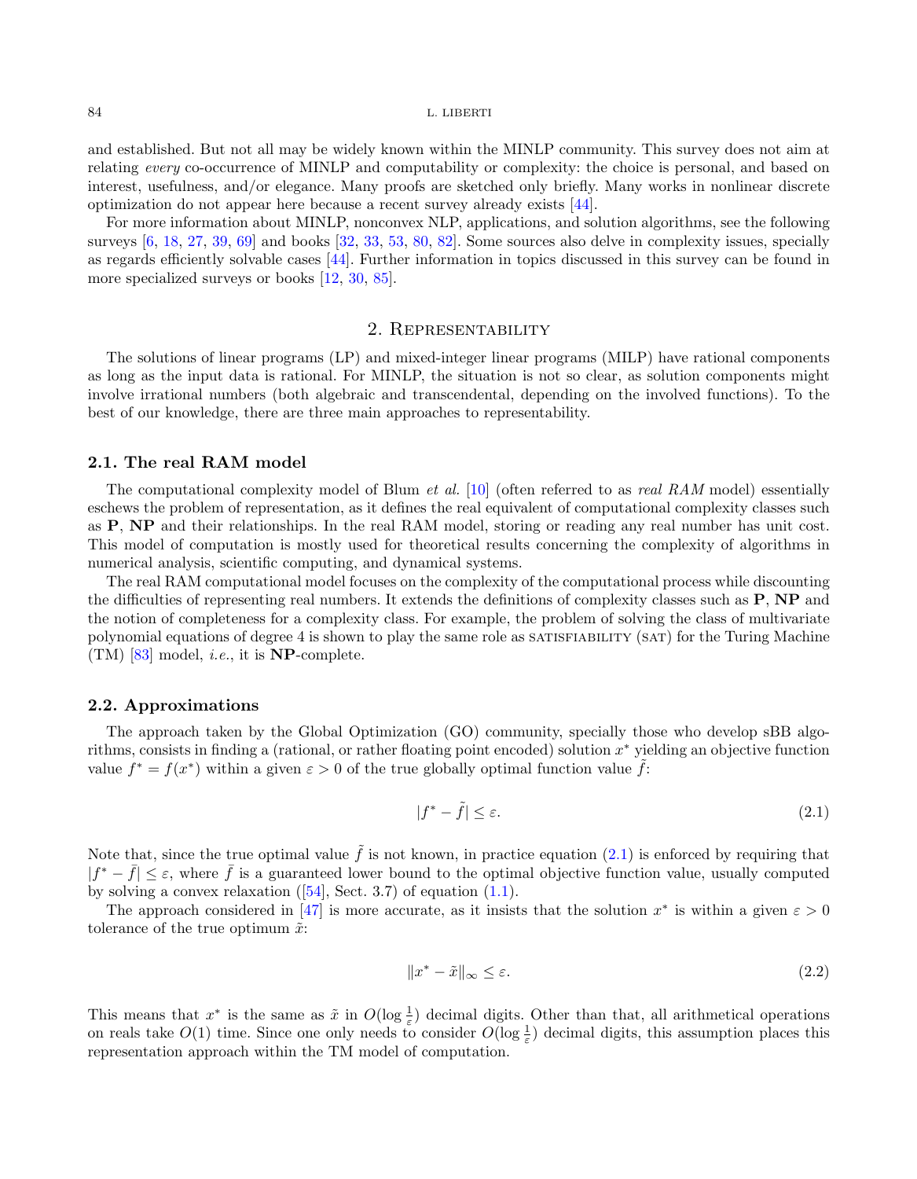and established. But not all may be widely known within the MINLP community. This survey does not aim at relating *every* co-occurrence of MINLP and computability or complexity: the choice is personal, and based on interest, usefulness, and/or elegance. Many proofs are sketched only briefly. Many works in nonlinear discrete optimization do not appear here because a recent survey already exists [44].

For more information about MINLP, nonconvex NLP, applications, and solution algorithms, see the following surveys [6, 18, 27, 39, 69] and books [32, 33, 53, 80, 82]. Some sources also delve in complexity issues, specially as regards efficiently solvable cases [44]. Further information in topics discussed in this survey can be found in more specialized surveys or books [12, 30, 85].

## 2. Representability

The solutions of linear programs (LP) and mixed-integer linear programs (MILP) have rational components as long as the input data is rational. For MINLP, the situation is not so clear, as solution components might involve irrational numbers (both algebraic and transcendental, depending on the involved functions). To the best of our knowledge, there are three main approaches to representability.

### 2.1. The real RAM model

The computational complexity model of Blum *et al.* [10] (often referred to as *real RAM* model) essentially eschews the problem of representation, as it defines the real equivalent of computational complexity classes such as **P**, **NP** and their relationships. In the real RAM model, storing or reading any real number has unit cost. This model of computation is mostly used for theoretical results concerning the complexity of algorithms in numerical analysis, scientific computing, and dynamical systems.

The real RAM computational model focuses on the complexity of the computational process while discounting the difficulties of representing real numbers. It extends the definitions of complexity classes such as **P**, **NP** and the notion of completeness for a complexity class. For example, the problem of solving the class of multivariate polynomial equations of degree 4 is shown to play the same role as SATISFIABILITY (SAT) for the Turing Machine (TM) [83] model, *i.e.*, it is **NP**-complete.

### 2.2. Approximations

The approach taken by the Global Optimization (GO) community, specially those who develop sBB algorithms, consists in finding a (rational, or rather floating point encoded) solution $x^*$ yielding an objective function value $f^* = f(x^*)$ within a given $\varepsilon > 0$ of the true globally optimal function value $\tilde{f}$:

$$|f^* - \tilde{f}| \leq \varepsilon. \tag{2.1}$$

Note that, since the true optimal value $\tilde{f}$ is not known, in practice equation (2.1) is enforced by requiring that $|f^* - \bar{f}| \leq \varepsilon$, where $\bar{f}$ is a guaranteed lower bound to the optimal objective function value, usually computed by solving a convex relaxation ([54], Sect. 3.7) of equation (1.1).

The approach considered in [47] is more accurate, as it insists that the solution $x^*$ is within a given $\varepsilon > 0$ tolerance of the true optimum $\tilde{x}$:

$$\|x^* - \tilde{x}\|_\infty \leq \varepsilon. \tag{2.2}$$

This means that $x^*$ is the same as $\tilde{x}$ in $O(\log \frac{1}{\varepsilon})$ decimal digits. Other than that, all arithmetical operations on reals take $O(1)$ time. Since one only needs to consider $O(\log \frac{1}{\varepsilon})$ decimal digits, this assumption places this representation approach within the TM model of computation.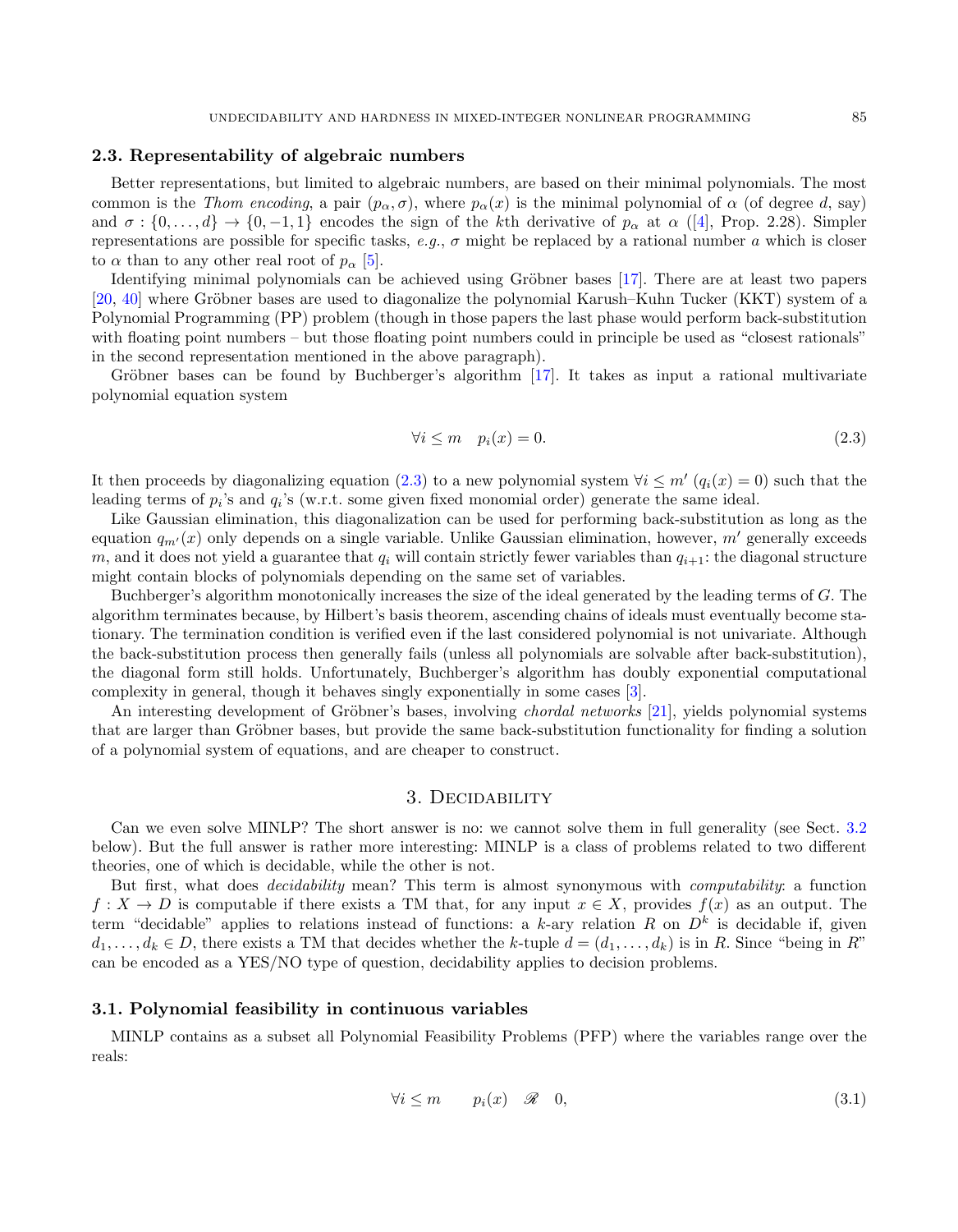### 2.3. Representability of algebraic numbers

Better representations, but limited to algebraic numbers, are based on their minimal polynomials. The most common is the *Thom encoding*, a pair $(p_\alpha, \sigma)$, where $p_\alpha(x)$ is the minimal polynomial of $\alpha$ (of degree $d$, say) and $\sigma : \{0, \ldots, d\} \to \{0, -1, 1\}$ encodes the sign of the $k$th derivative of $p_\alpha$ at $\alpha$ ([4], Prop. 2.28). Simpler representations are possible for specific tasks, *e.g.*, $\sigma$ might be replaced by a rational number $a$ which is closer to $\alpha$ than to any other real root of $p_\alpha$ [5].

Identifying minimal polynomials can be achieved using Gröbner bases [17]. There are at least two papers [20, 40] where Gröbner bases are used to diagonalize the polynomial Karush–Kuhn Tucker (KKT) system of a Polynomial Programming (PP) problem (though in those papers the last phase would perform back-substitution with floating point numbers – but those floating point numbers could in principle be used as "closest rationals" in the second representation mentioned in the above paragraph).

Gröbner bases can be found by Buchberger's algorithm [17]. It takes as input a rational multivariate polynomial equation system

$$\forall i \leq m \quad p_i(x) = 0. \tag{2.3}$$

It then proceeds by diagonalizing equation (2.3) to a new polynomial system $\forall i \leq m' \; (q_i(x) = 0)$ such that the leading terms of $p_i$'s and $q_i$'s (w.r.t. some given fixed monomial order) generate the same ideal.

Like Gaussian elimination, this diagonalization can be used for performing back-substitution as long as the equation $q_{m'}(x)$ only depends on a single variable. Unlike Gaussian elimination, however, $m'$ generally exceeds $m$, and it does not yield a guarantee that $q_i$ will contain strictly fewer variables than $q_{i+1}$: the diagonal structure might contain blocks of polynomials depending on the same set of variables.

Buchberger's algorithm monotonically increases the size of the ideal generated by the leading terms of $G$. The algorithm terminates because, by Hilbert's basis theorem, ascending chains of ideals must eventually become stationary. The termination condition is verified even if the last considered polynomial is not univariate. Although the back-substitution process then generally fails (unless all polynomials are solvable after back-substitution), the diagonal form still holds. Unfortunately, Buchberger's algorithm has doubly exponential computational complexity in general, though it behaves singly exponentially in some cases [3].

An interesting development of Gröbner's bases, involving *chordal networks* [21], yields polynomial systems that are larger than Gröbner bases, but provide the same back-substitution functionality for finding a solution of a polynomial system of equations, and are cheaper to construct.

## 3. Decidability

Can we even solve MINLP? The short answer is no: we cannot solve them in full generality (see Sect. 3.2 below). But the full answer is rather more interesting: MINLP is a class of problems related to two different theories, one of which is decidable, while the other is not.

But first, what does *decidability* mean? This term is almost synonymous with *computability*: a function $f : X \to D$ is computable if there exists a TM that, for any input $x \in X$, provides $f(x)$ as an output. The term "decidable" applies to relations instead of functions: a $k$-ary relation $R$ on $D^k$ is decidable if, given $d_1, \ldots, d_k \in D$, there exists a TM that decides whether the $k$-tuple $d = (d_1, \ldots, d_k)$ is in $R$. Since "being in $R$" can be encoded as a YES/NO type of question, decidability applies to decision problems.

### 3.1. Polynomial feasibility in continuous variables

MINLP contains as a subset all Polynomial Feasibility Problems (PFP) where the variables range over the reals:

$$\forall i \leq m \qquad p_i(x) \quad \mathscr{R} \quad 0, \tag{3.1}$$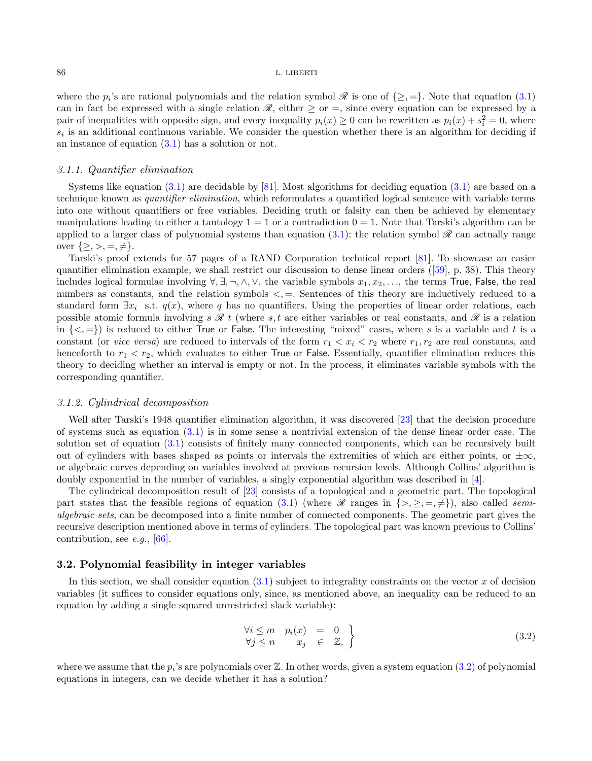where the $p_i$'s are rational polynomials and the relation symbol $\mathscr{R}$ is one of $\{\geq, =\}$. Note that equation (3.1) can in fact be expressed with a single relation $\mathscr{R}$, either $\geq$ or $=$, since every equation can be expressed by a pair of inequalities with opposite sign, and every inequality $p_i(x) \geq 0$ can be rewritten as $p_i(x) + s_i^2 = 0$, where $s_i$ is an additional continuous variable. We consider the question whether there is an algorithm for deciding if an instance of equation (3.1) has a solution or not.

### *3.1.1. Quantifier elimination*

Systems like equation (3.1) are decidable by [81]. Most algorithms for deciding equation (3.1) are based on a technique known as *quantifier elimination*, which reformulates a quantified logical sentence with variable terms into one without quantifiers or free variables. Deciding truth or falsity can then be achieved by elementary manipulations leading to either a tautology $1 = 1$ or a contradiction $0 = 1$. Note that Tarski's algorithm can be applied to a larger class of polynomial systems than equation (3.1): the relation symbol $\mathscr{R}$ can actually range over $\{\geq, >, =, \neq\}$.

Tarski's proof extends for 57 pages of a RAND Corporation technical report [81]. To showcase an easier quantifier elimination example, we shall restrict our discussion to dense linear orders ([59], p. 38). This theory includes logical formulae involving $\forall, \exists, \neg, \wedge, \vee$, the variable symbols $x_1, x_2, \ldots$, the terms True, False, the real numbers as constants, and the relation symbols $<, =$. Sentences of this theory are inductively reduced to a standard form $\exists x_i$ s.t. $q(x)$, where $q$ has no quantifiers. Using the properties of linear order relations, each possible atomic formula involving $s \mathscr{R} t$ (where $s, t$ are either variables or real constants, and $\mathscr{R}$ is a relation in $\{<, =\}$) is reduced to either True or False. The interesting "mixed" cases, where $s$ is a variable and $t$ is a constant (or *vice versa*) are reduced to intervals of the form $r_1 < x_i < r_2$ where $r_1, r_2$ are real constants, and henceforth to $r_1 < r_2$, which evaluates to either True or False. Essentially, quantifier elimination reduces this theory to deciding whether an interval is empty or not. In the process, it eliminates variable symbols with the corresponding quantifier.

### *3.1.2. Cylindrical decomposition*

Well after Tarski's 1948 quantifier elimination algorithm, it was discovered [23] that the decision procedure of systems such as equation (3.1) is in some sense a nontrivial extension of the dense linear order case. The solution set of equation (3.1) consists of finitely many connected components, which can be recursively built out of cylinders with bases shaped as points or intervals the extremities of which are either points, or $\pm\infty$, or algebraic curves depending on variables involved at previous recursion levels. Although Collins' algorithm is doubly exponential in the number of variables, a singly exponential algorithm was described in [4].

The cylindrical decomposition result of [23] consists of a topological and a geometric part. The topological part states that the feasible regions of equation (3.1) (where $\mathscr{R}$ ranges in $\{>, \geq, =, \neq\}$), also called *semi-algebraic sets*, can be decomposed into a finite number of connected components. The geometric part gives the recursive description mentioned above in terms of cylinders. The topological part was known previous to Collins' contribution, see *e.g.*, [66].

## 3.2. Polynomial feasibility in integer variables

In this section, we shall consider equation (3.1) subject to integrality constraints on the vector $x$ of decision variables (it suffices to consider equations only, since, as mentioned above, an inequality can be reduced to an equation by adding a single squared unrestricted slack variable):

$$
\left.\begin{array}{rrcl}
\forall i \leq m & p_i(x) & = & 0 \\
\forall j \leq n & x_j & \in & \mathbb{Z},
\end{array}\right\} \tag{3.2}
$$

where we assume that the $p_i$'s are polynomials over $\mathbb{Z}$. In other words, given a system equation (3.2) of polynomial equations in integers, can we decide whether it has a solution?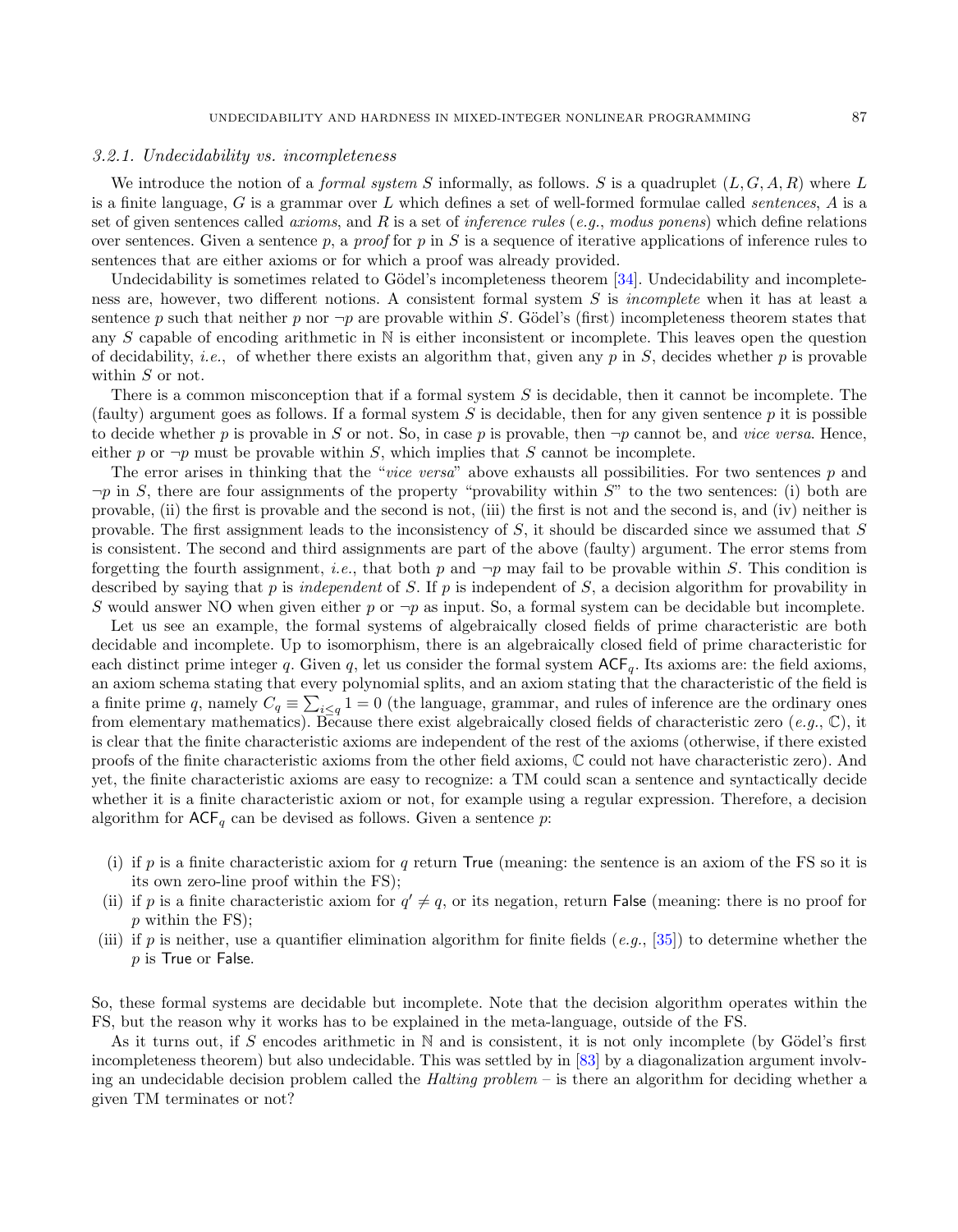### 3.2.1. Undecidability vs. incompleteness

We introduce the notion of a *formal system* $S$ informally, as follows. $S$ is a quadruplet $(L, G, A, R)$ where $L$ is a finite language, $G$ is a grammar over $L$ which defines a set of well-formed formulae called *sentences*, $A$ is a set of given sentences called *axioms*, and $R$ is a set of *inference rules* (*e.g.*, *modus ponens*) which define relations over sentences. Given a sentence $p$, a *proof* for $p$ in $S$ is a sequence of iterative applications of inference rules to sentences that are either axioms or for which a proof was already provided.

Undecidability is sometimes related to Gödel's incompleteness theorem [34]. Undecidability and incompleteness are, however, two different notions. A consistent formal system $S$ is *incomplete* when it has at least a sentence $p$ such that neither $p$ nor $\neg p$ are provable within $S$. Gödel's (first) incompleteness theorem states that any $S$ capable of encoding arithmetic in $\mathbb{N}$ is either inconsistent or incomplete. This leaves open the question of decidability, *i.e.*, of whether there exists an algorithm that, given any $p$ in $S$, decides whether $p$ is provable within $S$ or not.

There is a common misconception that if a formal system $S$ is decidable, then it cannot be incomplete. The (faulty) argument goes as follows. If a formal system $S$ is decidable, then for any given sentence $p$ it is possible to decide whether $p$ is provable in $S$ or not. So, in case $p$ is provable, then $\neg p$ cannot be, and *vice versa*. Hence, either $p$ or $\neg p$ must be provable within $S$, which implies that $S$ cannot be incomplete.

The error arises in thinking that the "*vice versa*" above exhausts all possibilities. For two sentences $p$ and $\neg p$ in $S$, there are four assignments of the property "provability within $S$" to the two sentences: (i) both are provable, (ii) the first is provable and the second is not, (iii) the first is not and the second is, and (iv) neither is provable. The first assignment leads to the inconsistency of $S$, it should be discarded since we assumed that $S$ is consistent. The second and third assignments are part of the above (faulty) argument. The error stems from forgetting the fourth assignment, *i.e.*, that both $p$ and $\neg p$ may fail to be provable within $S$. This condition is described by saying that $p$ is *independent* of $S$. If $p$ is independent of $S$, a decision algorithm for provability in $S$ would answer NO when given either $p$ or $\neg p$ as input. So, a formal system can be decidable but incomplete.

Let us see an example, the formal systems of algebraically closed fields of prime characteristic are both decidable and incomplete. Up to isomorphism, there is an algebraically closed field of prime characteristic for each distinct prime integer $q$. Given $q$, let us consider the formal system $\mathsf{ACF}_q$. Its axioms are: the field axioms, an axiom schema stating that every polynomial splits, and an axiom stating that the characteristic of the field is a finite prime $q$, namely $C_q \equiv \sum_{i \le q} 1 = 0$ (the language, grammar, and rules of inference are the ordinary ones from elementary mathematics). Because there exist algebraically closed fields of characteristic zero (*e.g.*, $\mathbb{C}$), it is clear that the finite characteristic axioms are independent of the rest of the axioms (otherwise, if there existed proofs of the finite characteristic axioms from the other field axioms, $\mathbb{C}$ could not have characteristic zero). And yet, the finite characteristic axioms are easy to recognize: a TM could scan a sentence and syntactically decide whether it is a finite characteristic axiom or not, for example using a regular expression. Therefore, a decision algorithm for $\mathsf{ACF}_q$ can be devised as follows. Given a sentence $p$:

(i) if $p$ is a finite characteristic axiom for $q$ return True (meaning: the sentence is an axiom of the FS so it is its own zero-line proof within the FS);
(ii) if $p$ is a finite characteristic axiom for $q' \neq q$, or its negation, return False (meaning: there is no proof for $p$ within the FS);
(iii) if $p$ is neither, use a quantifier elimination algorithm for finite fields (*e.g.*, [35]) to determine whether the $p$ is True or False.

So, these formal systems are decidable but incomplete. Note that the decision algorithm operates within the FS, but the reason why it works has to be explained in the meta-language, outside of the FS.

As it turns out, if $S$ encodes arithmetic in $\mathbb{N}$ and is consistent, it is not only incomplete (by Gödel's first incompleteness theorem) but also undecidable. This was settled by in [83] by a diagonalization argument involving an undecidable decision problem called the *Halting problem* – is there an algorithm for deciding whether a given TM terminates or not?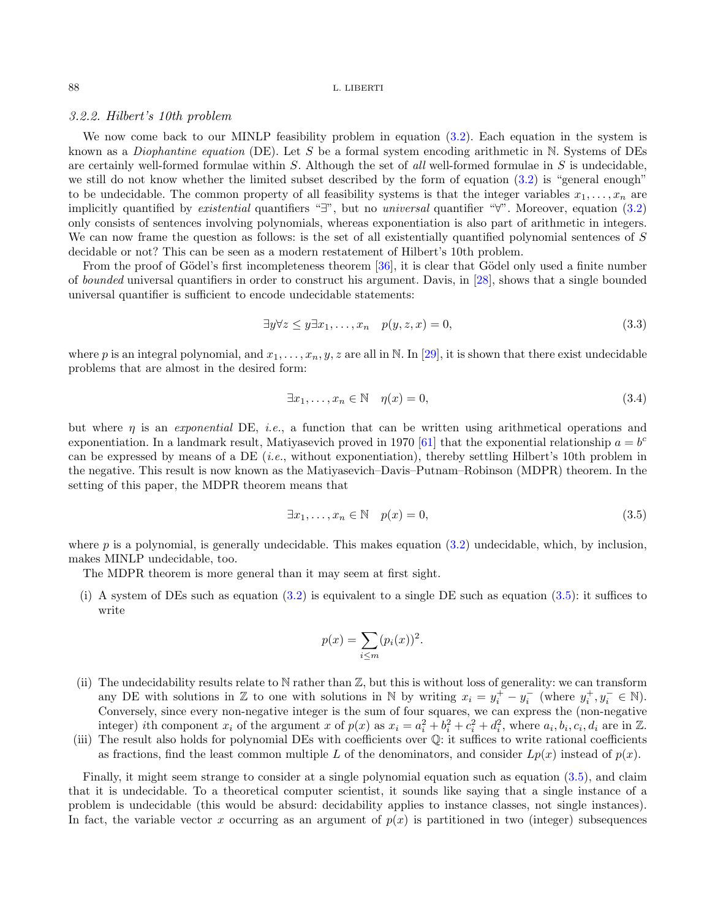### 3.2.2. Hilbert's 10th problem

We now come back to our MINLP feasibility problem in equation (3.2). Each equation in the system is known as a *Diophantine equation* (DE). Let $S$ be a formal system encoding arithmetic in $\mathbb{N}$. Systems of DEs are certainly well-formed formulae within $S$. Although the set of *all* well-formed formulae in $S$ is undecidable, we still do not know whether the limited subset described by the form of equation (3.2) is "general enough" to be undecidable. The common property of all feasibility systems is that the integer variables $x_1, \ldots, x_n$ are implicitly quantified by *existential* quantifiers "$\exists$", but no *universal* quantifier "$\forall$". Moreover, equation (3.2) only consists of sentences involving polynomials, whereas exponentiation is also part of arithmetic in integers. We can now frame the question as follows: is the set of all existentially quantified polynomial sentences of $S$ decidable or not? This can be seen as a modern restatement of Hilbert's 10th problem.

From the proof of Gödel's first incompleteness theorem [36], it is clear that Gödel only used a finite number of *bounded* universal quantifiers in order to construct his argument. Davis, in [28], shows that a single bounded universal quantifier is sufficient to encode undecidable statements:

$$\exists y \forall z \leq y \exists x_1, \ldots, x_n \quad p(y, z, x) = 0, \tag{3.3}$$

where $p$ is an integral polynomial, and $x_1, \ldots, x_n, y, z$ are all in $\mathbb{N}$. In [29], it is shown that there exist undecidable problems that are almost in the desired form:

$$\exists x_1, \ldots, x_n \in \mathbb{N} \quad \eta(x) = 0, \tag{3.4}$$

but where $\eta$ is an *exponential* DE, *i.e.*, a function that can be written using arithmetical operations and exponentiation. In a landmark result, Matiyasevich proved in 1970 [61] that the exponential relationship $a = b^c$ can be expressed by means of a DE (*i.e.*, without exponentiation), thereby settling Hilbert's 10th problem in the negative. This result is now known as the Matiyasevich–Davis–Putnam–Robinson (MDPR) theorem. In the setting of this paper, the MDPR theorem means that

$$\exists x_1, \ldots, x_n \in \mathbb{N} \quad p(x) = 0, \tag{3.5}$$

where $p$ is a polynomial, is generally undecidable. This makes equation (3.2) undecidable, which, by inclusion, makes MINLP undecidable, too.

The MDPR theorem is more general than it may seem at first sight.

(i) A system of DEs such as equation (3.2) is equivalent to a single DE such as equation (3.5): it suffices to write

$$p(x) = \sum_{i \leq m} (p_i(x))^2.$$

(ii) The undecidability results relate to $\mathbb{N}$ rather than $\mathbb{Z}$, but this is without loss of generality: we can transform any DE with solutions in $\mathbb{Z}$ to one with solutions in $\mathbb{N}$ by writing $x_i = y_i^+ - y_i^-$ (where $y_i^+, y_i^- \in \mathbb{N}$). Conversely, since every non-negative integer is the sum of four squares, we can express the (non-negative integer) $i$th component $x_i$ of the argument $x$ of $p(x)$ as $x_i = a_i^2 + b_i^2 + c_i^2 + d_i^2$, where $a_i, b_i, c_i, d_i$ are in $\mathbb{Z}$.

(iii) The result also holds for polynomial DEs with coefficients over $\mathbb{Q}$: it suffices to write rational coefficients as fractions, find the least common multiple $L$ of the denominators, and consider $Lp(x)$ instead of $p(x)$.

Finally, it might seem strange to consider at a single polynomial equation such as equation (3.5), and claim that it is undecidable. To a theoretical computer scientist, it sounds like saying that a single instance of a problem is undecidable (this would be absurd: decidability applies to instance classes, not single instances). In fact, the variable vector $x$ occurring as an argument of $p(x)$ is partitioned in two (integer) subsequences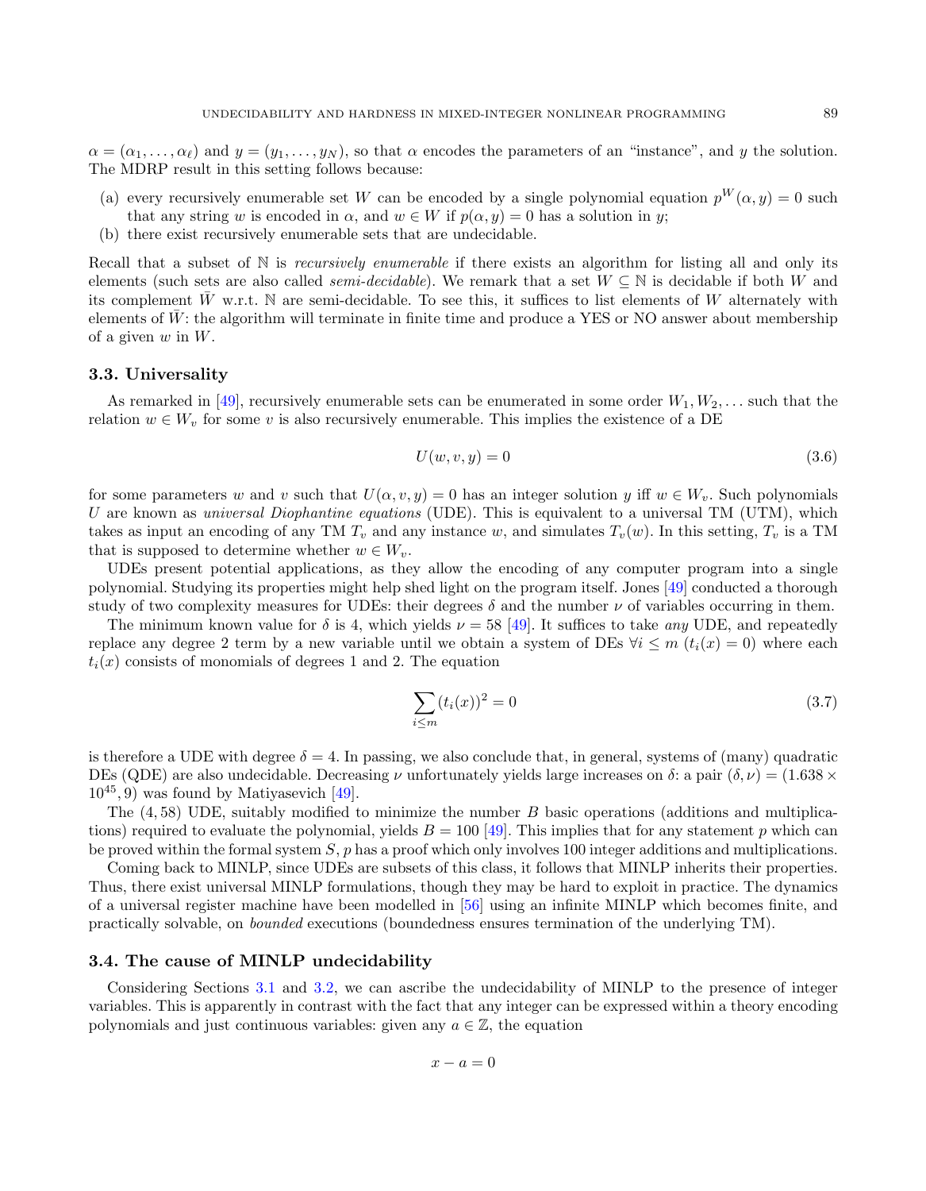$\alpha = (\alpha_1, \ldots, \alpha_\ell)$ and $y = (y_1, \ldots, y_N)$, so that $\alpha$ encodes the parameters of an "instance", and $y$ the solution. The MDRP result in this setting follows because:

(a) every recursively enumerable set $W$ can be encoded by a single polynomial equation $p^W(\alpha, y) = 0$ such that any string $w$ is encoded in $\alpha$, and $w \in W$ if $p(\alpha, y) = 0$ has a solution in $y$;
(b) there exist recursively enumerable sets that are undecidable.

Recall that a subset of $\mathbb{N}$ is *recursively enumerable* if there exists an algorithm for listing all and only its elements (such sets are also called *semi-decidable*). We remark that a set $W \subseteq \mathbb{N}$ is decidable if both $W$ and its complement $\bar{W}$ w.r.t. $\mathbb{N}$ are semi-decidable. To see this, it suffices to list elements of $W$ alternately with elements of $\bar{W}$: the algorithm will terminate in finite time and produce a YES or NO answer about membership of a given $w$ in $W$.

### 3.3. Universality

As remarked in [49], recursively enumerable sets can be enumerated in some order $W_1, W_2, \ldots$ such that the relation $w \in W_v$ for some $v$ is also recursively enumerable. This implies the existence of a DE

$$U(w, v, y) = 0 \tag{3.6}$$

for some parameters $w$ and $v$ such that $U(\alpha, v, y) = 0$ has an integer solution $y$ iff $w \in W_v$. Such polynomials $U$ are known as *universal Diophantine equations* (UDE). This is equivalent to a universal TM (UTM), which takes as input an encoding of any TM $T_v$ and any instance $w$, and simulates $T_v(w)$. In this setting, $T_v$ is a TM that is supposed to determine whether $w \in W_v$.

UDEs present potential applications, as they allow the encoding of any computer program into a single polynomial. Studying its properties might help shed light on the program itself. Jones [49] conducted a thorough study of two complexity measures for UDEs: their degrees $\delta$ and the number $\nu$ of variables occurring in them.

The minimum known value for $\delta$ is 4, which yields $\nu = 58$ [49]. It suffices to take *any* UDE, and repeatedly replace any degree 2 term by a new variable until we obtain a system of DEs $\forall i \le m \ (t_i(x) = 0)$ where each $t_i(x)$ consists of monomials of degrees 1 and 2. The equation

$$\sum_{i \le m} (t_i(x))^2 = 0 \tag{3.7}$$

is therefore a UDE with degree $\delta = 4$. In passing, we also conclude that, in general, systems of (many) quadratic DEs (QDE) are also undecidable. Decreasing $\nu$ unfortunately yields large increases on $\delta$: a pair $(\delta, \nu) = (1.638 \times 10^{45}, 9)$ was found by Matiyasevich [49].

The $(4, 58)$ UDE, suitably modified to minimize the number $B$ basic operations (additions and multiplications) required to evaluate the polynomial, yields $B = 100$ [49]. This implies that for any statement $p$ which can be proved within the formal system $S$, $p$ has a proof which only involves 100 integer additions and multiplications.

Coming back to MINLP, since UDEs are subsets of this class, it follows that MINLP inherits their properties. Thus, there exist universal MINLP formulations, though they may be hard to exploit in practice. The dynamics of a universal register machine have been modelled in [56] using an infinite MINLP which becomes finite, and practically solvable, on *bounded* executions (boundedness ensures termination of the underlying TM).

### 3.4. The cause of MINLP undecidability

Considering Sections 3.1 and 3.2, we can ascribe the undecidability of MINLP to the presence of integer variables. This is apparently in contrast with the fact that any integer can be expressed within a theory encoding polynomials and just continuous variables: given any $a \in \mathbb{Z}$, the equation

$$x - a = 0$$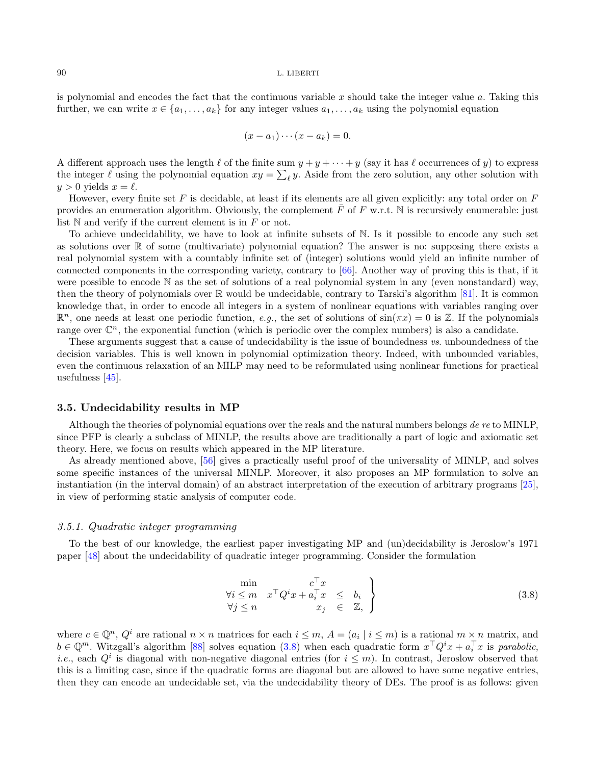is polynomial and encodes the fact that the continuous variable $x$ should take the integer value $a$. Taking this further, we can write $x \in \{a_1, \ldots, a_k\}$ for any integer values $a_1, \ldots, a_k$ using the polynomial equation

$$(x - a_1) \cdots (x - a_k) = 0.$$

A different approach uses the length $\ell$ of the finite sum $y + y + \cdots + y$ (say it has $\ell$ occurrences of $y$) to express the integer $\ell$ using the polynomial equation $xy = \sum_{\ell} y$. Aside from the zero solution, any other solution with $y > 0$ yields $x = \ell$.

However, every finite set $F$ is decidable, at least if its elements are all given explicitly: any total order on $F$ provides an enumeration algorithm. Obviously, the complement $\bar{F}$ of $F$ w.r.t. $\mathbb{N}$ is recursively enumerable: just list $\mathbb{N}$ and verify if the current element is in $F$ or not.

To achieve undecidability, we have to look at infinite subsets of $\mathbb{N}$. Is it possible to encode any such set as solutions over $\mathbb{R}$ of some (multivariate) polynomial equation? The answer is no: supposing there exists a real polynomial system with a countably infinite set of (integer) solutions would yield an infinite number of connected components in the corresponding variety, contrary to [66]. Another way of proving this is that, if it were possible to encode $\mathbb{N}$ as the set of solutions of a real polynomial system in any (even nonstandard) way, then the theory of polynomials over $\mathbb{R}$ would be undecidable, contrary to Tarski's algorithm [81]. It is common knowledge that, in order to encode all integers in a system of nonlinear equations with variables ranging over $\mathbb{R}^n$, one needs at least one periodic function, *e.g.*, the set of solutions of $\sin(\pi x) = 0$ is $\mathbb{Z}$. If the polynomials range over $\mathbb{C}^n$, the exponential function (which is periodic over the complex numbers) is also a candidate.

These arguments suggest that a cause of undecidability is the issue of boundedness *vs.* unboundedness of the decision variables. This is well known in polynomial optimization theory. Indeed, with unbounded variables, even the continuous relaxation of an MILP may need to be reformulated using nonlinear functions for practical usefulness [45].

### 3.5. Undecidability results in MP

Although the theories of polynomial equations over the reals and the natural numbers belongs *de re* to MINLP, since PFP is clearly a subclass of MINLP, the results above are traditionally a part of logic and axiomatic set theory. Here, we focus on results which appeared in the MP literature.

As already mentioned above, [56] gives a practically useful proof of the universality of MINLP, and solves some specific instances of the universal MINLP. Moreover, it also proposes an MP formulation to solve an instantiation (in the interval domain) of an abstract interpretation of the execution of arbitrary programs [25], in view of performing static analysis of computer code.

#### *3.5.1. Quadratic integer programming*

To the best of our knowledge, the earliest paper investigating MP and (un)decidability is Jeroslow's 1971 paper [48] about the undecidability of quadratic integer programming. Consider the formulation

$$\left.\begin{array}{rrcl} \min & & c^\top x & \\ \forall i \le m & x^\top Q^i x + a_i^\top x & \le & b_i \\ \forall j \le n & & x_j & \in \mathbb{Z}, \end{array}\right\} \tag{3.8}$$

where $c \in \mathbb{Q}^n$, $Q^i$ are rational $n \times n$ matrices for each $i \le m$, $A = (a_i \mid i \le m)$ is a rational $m \times n$ matrix, and $b \in \mathbb{Q}^m$. Witzgall's algorithm [88] solves equation (3.8) when each quadratic form $x^\top Q^i x + a_i^\top x$ is *parabolic*, *i.e.*, each $Q^i$ is diagonal with non-negative diagonal entries (for $i \le m$). In contrast, Jeroslow observed that this is a limiting case, since if the quadratic forms are diagonal but are allowed to have some negative entries, then they can encode an undecidable set, via the undecidability theory of DEs. The proof is as follows: given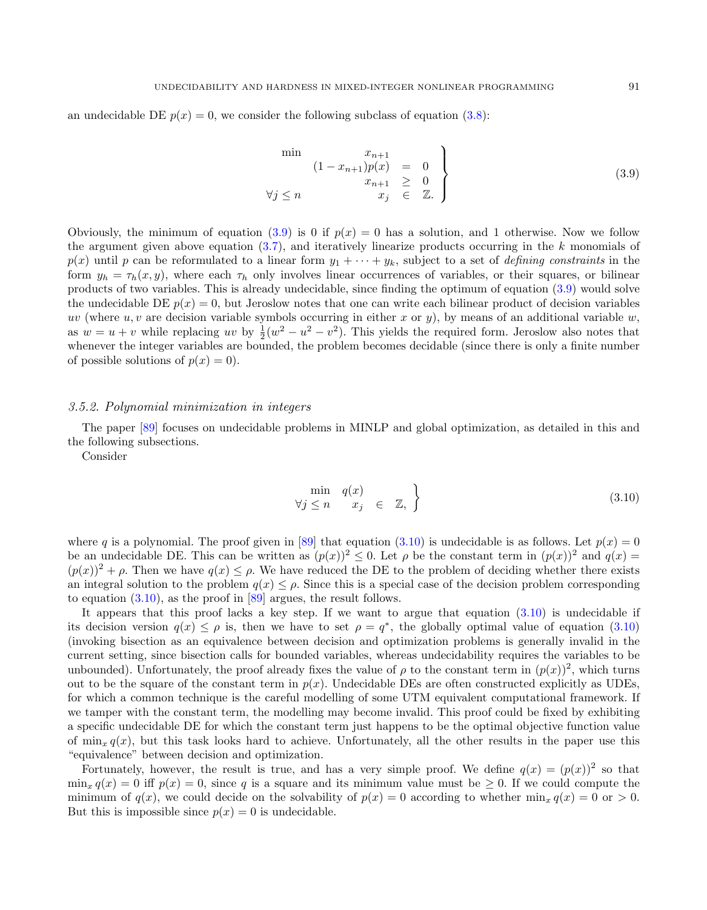an undecidable DE $p(x) = 0$, we consider the following subclass of equation (3.8):

$$
\left.
\begin{array}{rrcl}
\min & x_{n+1} & & \\
 & (1 - x_{n+1})p(x) & = & 0 \\
 & x_{n+1} & \geq & 0 \\
\forall j \leq n & x_j & \in & \mathbb{Z}.
\end{array}
\right\}
\tag{3.9}
$$

Obviously, the minimum of equation (3.9) is 0 if $p(x) = 0$ has a solution, and 1 otherwise. Now we follow the argument given above equation (3.7), and iteratively linearize products occurring in the $k$ monomials of $p(x)$ until $p$ can be reformulated to a linear form $y_1 + \cdots + y_k$, subject to a set of *defining constraints* in the form $y_h = \tau_h(x, y)$, where each $\tau_h$ only involves linear occurrences of variables, or their squares, or bilinear products of two variables. This is already undecidable, since finding the optimum of equation (3.9) would solve the undecidable DE $p(x) = 0$, but Jeroslow notes that one can write each bilinear product of decision variables $uv$ (where $u, v$ are decision variable symbols occurring in either $x$ or $y$), by means of an additional variable $w$, as $w = u + v$ while replacing $uv$ by $\frac{1}{2}(w^2 - u^2 - v^2)$. This yields the required form. Jeroslow also notes that whenever the integer variables are bounded, the problem becomes decidable (since there is only a finite number of possible solutions of $p(x) = 0$).

### 3.5.2. *Polynomial minimization in integers*

The paper [89] focuses on undecidable problems in MINLP and global optimization, as detailed in this and the following subsections.

Consider

$$
\left.
\begin{array}{rrcl}
\min & q(x) & & \\
\forall j \leq n & x_j & \in & \mathbb{Z},
\end{array}
\right\}
\tag{3.10}
$$

where $q$ is a polynomial. The proof given in [89] that equation (3.10) is undecidable is as follows. Let $p(x) = 0$ be an undecidable DE. This can be written as $(p(x))^2 \leq 0$. Let $\rho$ be the constant term in $(p(x))^2$ and $q(x) = (p(x))^2 + \rho$. Then we have $q(x) \leq \rho$. We have reduced the DE to the problem of deciding whether there exists an integral solution to the problem $q(x) \leq \rho$. Since this is a special case of the decision problem corresponding to equation (3.10), as the proof in [89] argues, the result follows.

It appears that this proof lacks a key step. If we want to argue that equation (3.10) is undecidable if its decision version $q(x) \leq \rho$ is, then we have to set $\rho = q^*$, the globally optimal value of equation (3.10) (invoking bisection as an equivalence between decision and optimization problems is generally invalid in the current setting, since bisection calls for bounded variables, whereas undecidability requires the variables to be unbounded). Unfortunately, the proof already fixes the value of $\rho$ to the constant term in $(p(x))^2$, which turns out to be the square of the constant term in $p(x)$. Undecidable DEs are often constructed explicitly as UDEs, for which a common technique is the careful modelling of some UTM equivalent computational framework. If we tamper with the constant term, the modelling may become invalid. This proof could be fixed by exhibiting a specific undecidable DE for which the constant term just happens to be the optimal objective function value of $\min_x q(x)$, but this task looks hard to achieve. Unfortunately, all the other results in the paper use this "equivalence" between decision and optimization.

Fortunately, however, the result is true, and has a very simple proof. We define $q(x) = (p(x))^2$ so that $\min_x q(x) = 0$ iff $p(x) = 0$, since $q$ is a square and its minimum value must be $\geq 0$. If we could compute the minimum of $q(x)$, we could decide on the solvability of $p(x) = 0$ according to whether $\min_x q(x) = 0$ or $> 0$. But this is impossible since $p(x) = 0$ is undecidable.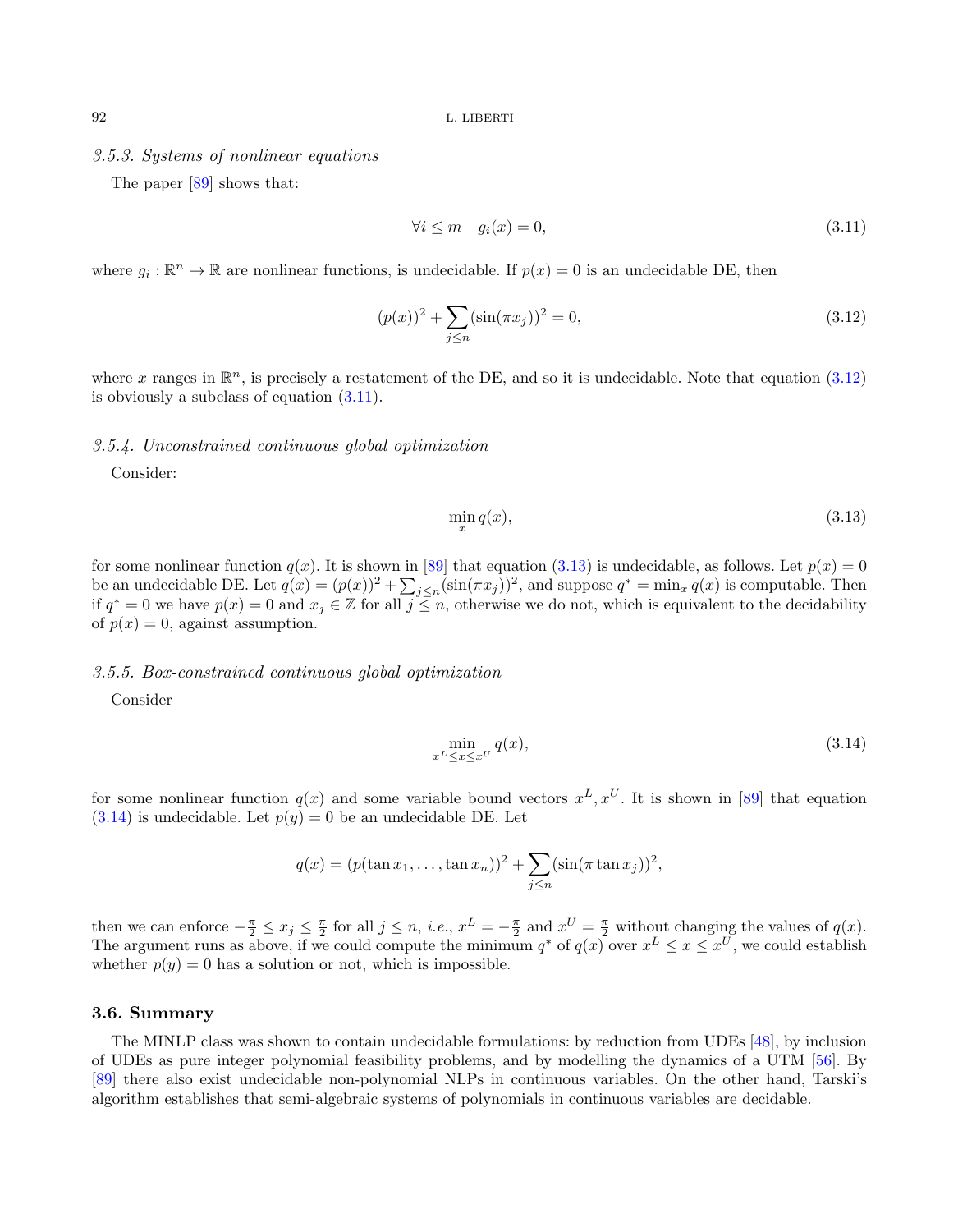### *3.5.3. Systems of nonlinear equations*

The paper [89] shows that:

$$\forall i \leq m \quad g_i(x) = 0, \tag{3.11}$$

where $g_i : \mathbb{R}^n \to \mathbb{R}$ are nonlinear functions, is undecidable. If $p(x) = 0$ is an undecidable DE, then

$$(p(x))^2 + \sum_{j \leq n} (\sin(\pi x_j))^2 = 0, \tag{3.12}$$

where $x$ ranges in $\mathbb{R}^n$, is precisely a restatement of the DE, and so it is undecidable. Note that equation (3.12) is obviously a subclass of equation (3.11).

### *3.5.4. Unconstrained continuous global optimization*

Consider:

$$\min_x q(x), \tag{3.13}$$

for some nonlinear function $q(x)$. It is shown in [89] that equation (3.13) is undecidable, as follows. Let $p(x) = 0$ be an undecidable DE. Let $q(x) = (p(x))^2 + \sum_{j \leq n} (\sin(\pi x_j))^2$, and suppose $q^* = \min_x q(x)$ is computable. Then if $q^* = 0$ we have $p(x) = 0$ and $x_j \in \mathbb{Z}$ for all $j \leq n$, otherwise we do not, which is equivalent to the decidability of $p(x) = 0$, against assumption.

### *3.5.5. Box-constrained continuous global optimization*

Consider

$$\min_{x^L \leq x \leq x^U} q(x), \tag{3.14}$$

for some nonlinear function $q(x)$ and some variable bound vectors $x^L, x^U$. It is shown in [89] that equation (3.14) is undecidable. Let $p(y) = 0$ be an undecidable DE. Let

$$q(x) = (p(\tan x_1, \ldots, \tan x_n))^2 + \sum_{j \leq n} (\sin(\pi \tan x_j))^2,$$

then we can enforce $-\frac{\pi}{2} \leq x_j \leq \frac{\pi}{2}$ for all $j \leq n$, *i.e.*, $x^L = -\frac{\pi}{2}$ and $x^U = \frac{\pi}{2}$ without changing the values of $q(x)$. The argument runs as above, if we could compute the minimum $q^*$ of $q(x)$ over $x^L \leq x \leq x^U$, we could establish whether $p(y) = 0$ has a solution or not, which is impossible.

## 3.6. Summary

The MINLP class was shown to contain undecidable formulations: by reduction from UDEs [48], by inclusion of UDEs as pure integer polynomial feasibility problems, and by modelling the dynamics of a UTM [56]. By [89] there also exist undecidable non-polynomial NLPs in continuous variables. On the other hand, Tarski's algorithm establishes that semi-algebraic systems of polynomials in continuous variables are decidable.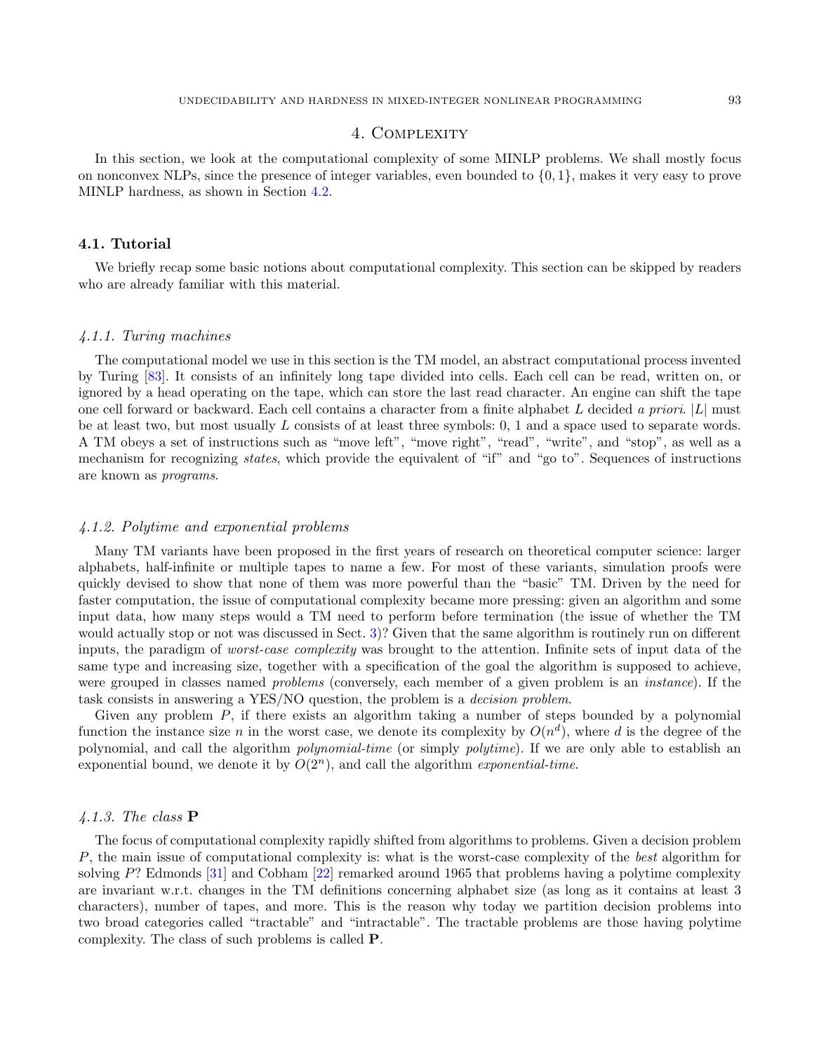# 4. Complexity

In this section, we look at the computational complexity of some MINLP problems. We shall mostly focus on nonconvex NLPs, since the presence of integer variables, even bounded to $\{0, 1\}$, makes it very easy to prove MINLP hardness, as shown in Section 4.2.

## 4.1. Tutorial

We briefly recap some basic notions about computational complexity. This section can be skipped by readers who are already familiar with this material.

### *4.1.1. Turing machines*

The computational model we use in this section is the TM model, an abstract computational process invented by Turing [83]. It consists of an infinitely long tape divided into cells. Each cell can be read, written on, or ignored by a head operating on the tape, which can store the last read character. An engine can shift the tape one cell forward or backward. Each cell contains a character from a finite alphabet $L$ decided *a priori*. $|L|$ must be at least two, but most usually $L$ consists of at least three symbols: 0, 1 and a space used to separate words. A TM obeys a set of instructions such as "move left", "move right", "read", "write", and "stop", as well as a mechanism for recognizing *states*, which provide the equivalent of "if" and "go to". Sequences of instructions are known as *programs*.

### *4.1.2. Polytime and exponential problems*

Many TM variants have been proposed in the first years of research on theoretical computer science: larger alphabets, half-infinite or multiple tapes to name a few. For most of these variants, simulation proofs were quickly devised to show that none of them was more powerful than the "basic" TM. Driven by the need for faster computation, the issue of computational complexity became more pressing: given an algorithm and some input data, how many steps would a TM need to perform before termination (the issue of whether the TM would actually stop or not was discussed in Sect. 3)? Given that the same algorithm is routinely run on different inputs, the paradigm of *worst-case complexity* was brought to the attention. Infinite sets of input data of the same type and increasing size, together with a specification of the goal the algorithm is supposed to achieve, were grouped in classes named *problems* (conversely, each member of a given problem is an *instance*). If the task consists in answering a YES/NO question, the problem is a *decision problem*.

Given any problem $P$, if there exists an algorithm taking a number of steps bounded by a polynomial function the instance size $n$ in the worst case, we denote its complexity by $O(n^d)$, where $d$ is the degree of the polynomial, and call the algorithm *polynomial-time* (or simply *polytime*). If we are only able to establish an exponential bound, we denote it by $O(2^n)$, and call the algorithm *exponential-time*.

### *4.1.3. The class* **P**

The focus of computational complexity rapidly shifted from algorithms to problems. Given a decision problem $P$, the main issue of computational complexity is: what is the worst-case complexity of the *best* algorithm for solving $P$? Edmonds [31] and Cobham [22] remarked around 1965 that problems having a polytime complexity are invariant w.r.t. changes in the TM definitions concerning alphabet size (as long as it contains at least 3 characters), number of tapes, and more. This is the reason why today we partition decision problems into two broad categories called "tractable" and "intractable". The tractable problems are those having polytime complexity. The class of such problems is called **P**.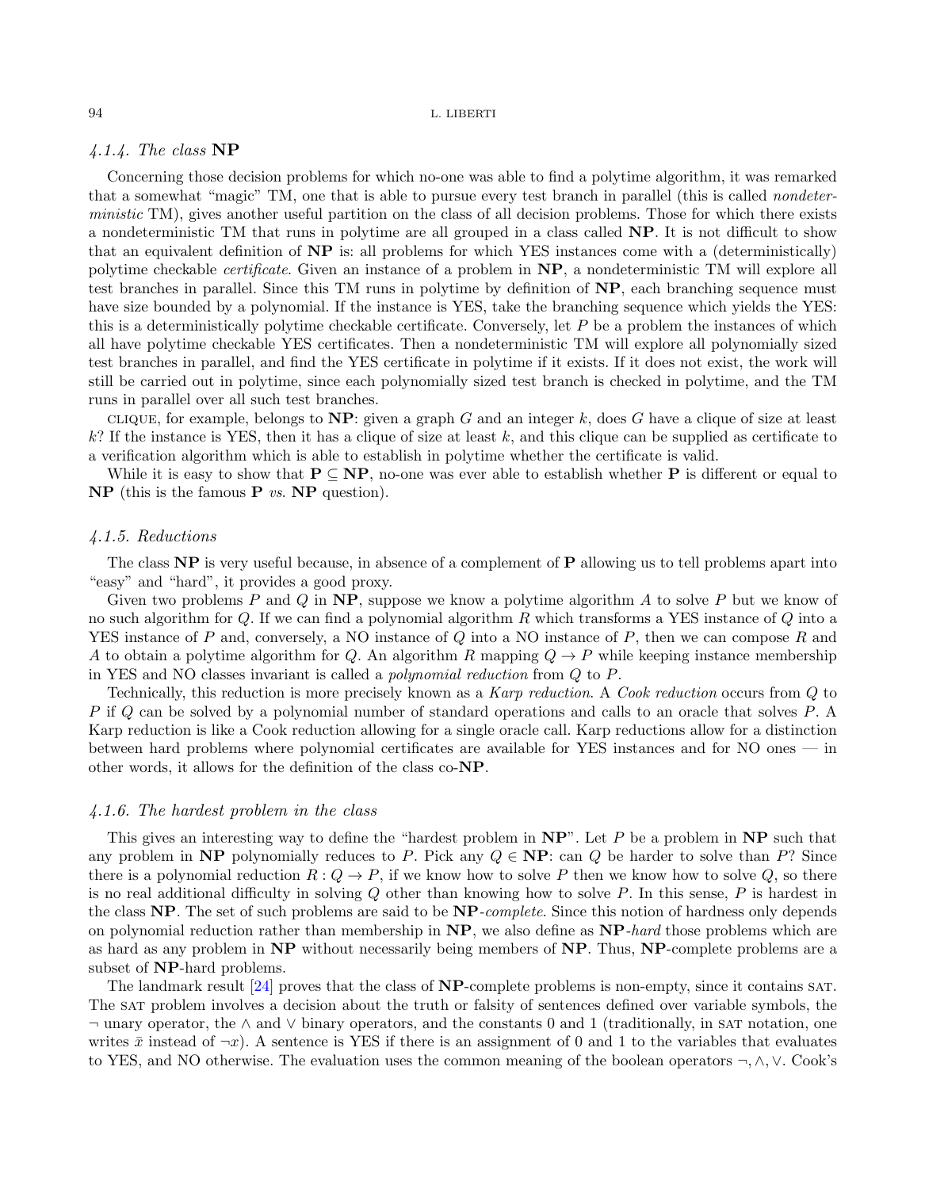### 4.1.4. The class **NP**

Concerning those decision problems for which no-one was able to find a polytime algorithm, it was remarked that a somewhat "magic" TM, one that is able to pursue every test branch in parallel (this is called *nondeterministic* TM), gives another useful partition on the class of all decision problems. Those for which there exists a nondeterministic TM that runs in polytime are all grouped in a class called **NP**. It is not difficult to show that an equivalent definition of **NP** is: all problems for which YES instances come with a (deterministically) polytime checkable *certificate*. Given an instance of a problem in **NP**, a nondeterministic TM will explore all test branches in parallel. Since this TM runs in polytime by definition of **NP**, each branching sequence must have size bounded by a polynomial. If the instance is YES, take the branching sequence which yields the YES: this is a deterministically polytime checkable certificate. Conversely, let $P$ be a problem the instances of which all have polytime checkable YES certificates. Then a nondeterministic TM will explore all polynomially sized test branches in parallel, and find the YES certificate in polytime if it exists. If it does not exist, the work will still be carried out in polytime, since each polynomially sized test branch is checked in polytime, and the TM runs in parallel over all such test branches.

CLIQUE, for example, belongs to **NP**: given a graph $G$ and an integer $k$, does $G$ have a clique of size at least $k$? If the instance is YES, then it has a clique of size at least $k$, and this clique can be supplied as certificate to a verification algorithm which is able to establish in polytime whether the certificate is valid.

While it is easy to show that $\mathbf{P} \subseteq \mathbf{NP}$, no-one was ever able to establish whether **P** is different or equal to **NP** (this is the famous **P** *vs.* **NP** question).

### 4.1.5. Reductions

The class **NP** is very useful because, in absence of a complement of **P** allowing us to tell problems apart into "easy" and "hard", it provides a good proxy.

Given two problems $P$ and $Q$ in **NP**, suppose we know a polytime algorithm $A$ to solve $P$ but we know of no such algorithm for $Q$. If we can find a polynomial algorithm $R$ which transforms a YES instance of $Q$ into a YES instance of $P$ and, conversely, a NO instance of $Q$ into a NO instance of $P$, then we can compose $R$ and $A$ to obtain a polytime algorithm for $Q$. An algorithm $R$ mapping $Q \to P$ while keeping instance membership in YES and NO classes invariant is called a *polynomial reduction* from $Q$ to $P$.

Technically, this reduction is more precisely known as a *Karp reduction*. A *Cook reduction* occurs from $Q$ to $P$ if $Q$ can be solved by a polynomial number of standard operations and calls to an oracle that solves $P$. A Karp reduction is like a Cook reduction allowing for a single oracle call. Karp reductions allow for a distinction between hard problems where polynomial certificates are available for YES instances and for NO ones — in other words, it allows for the definition of the class co-**NP**.

### 4.1.6. The hardest problem in the class

This gives an interesting way to define the "hardest problem in **NP**". Let $P$ be a problem in **NP** such that any problem in **NP** polynomially reduces to $P$. Pick any $Q \in \mathbf{NP}$: can $Q$ be harder to solve than $P$? Since there is a polynomial reduction $R : Q \to P$, if we know how to solve $P$ then we know how to solve $Q$, so there is no real additional difficulty in solving $Q$ other than knowing how to solve $P$. In this sense, $P$ is hardest in the class **NP**. The set of such problems are said to be **NP**-*complete*. Since this notion of hardness only depends on polynomial reduction rather than membership in **NP**, we also define as **NP**-*hard* those problems which are as hard as any problem in **NP** without necessarily being members of **NP**. Thus, **NP**-complete problems are a subset of **NP**-hard problems.

The landmark result [24] proves that the class of **NP**-complete problems is non-empty, since it contains SAT. The SAT problem involves a decision about the truth or falsity of sentences defined over variable symbols, the $\neg$ unary operator, the $\wedge$ and $\vee$ binary operators, and the constants 0 and 1 (traditionally, in SAT notation, one writes $\bar{x}$ instead of $\neg x$). A sentence is YES if there is an assignment of 0 and 1 to the variables that evaluates to YES, and NO otherwise. The evaluation uses the common meaning of the boolean operators $\neg, \wedge, \vee$. Cook's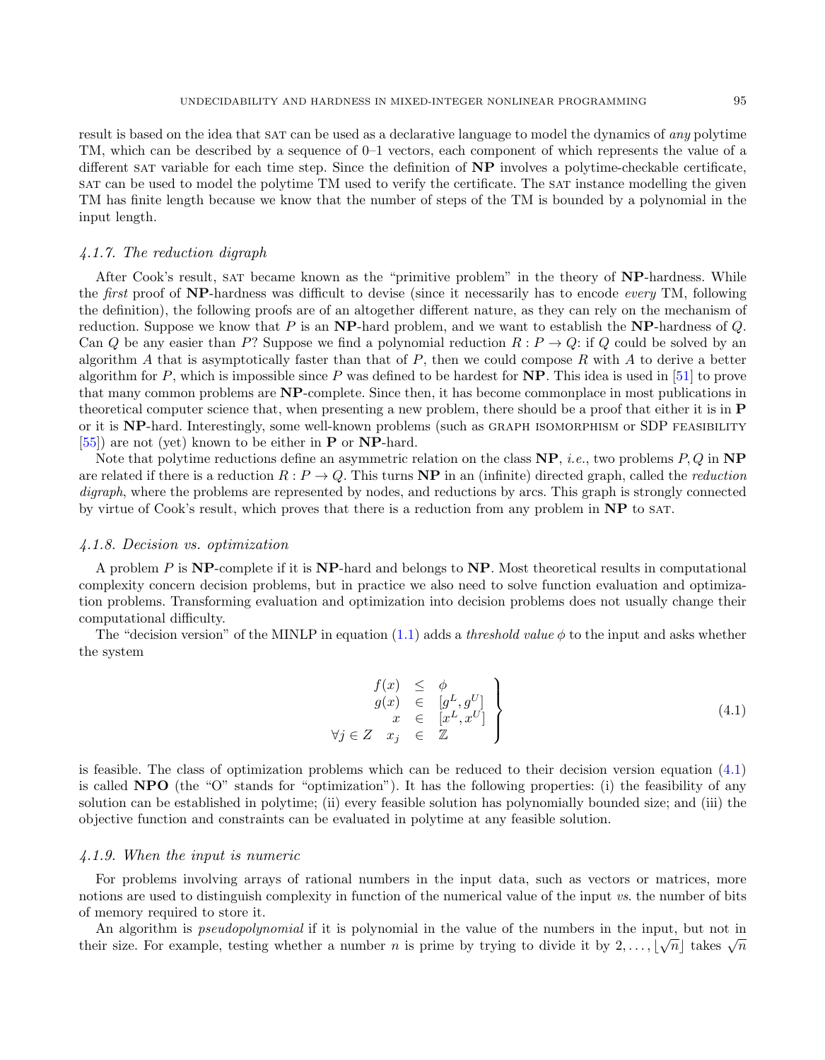result is based on the idea that SAT can be used as a declarative language to model the dynamics of *any* polytime TM, which can be described by a sequence of 0–1 vectors, each component of which represents the value of a different SAT variable for each time step. Since the definition of **NP** involves a polytime-checkable certificate, SAT can be used to model the polytime TM used to verify the certificate. The SAT instance modelling the given TM has finite length because we know that the number of steps of the TM is bounded by a polynomial in the input length.

### *4.1.7. The reduction digraph*

After Cook's result, SAT became known as the "primitive problem" in the theory of **NP**-hardness. While the *first* proof of **NP**-hardness was difficult to devise (since it necessarily has to encode *every* TM, following the definition), the following proofs are of an altogether different nature, as they can rely on the mechanism of reduction. Suppose we know that $P$ is an **NP**-hard problem, and we want to establish the **NP**-hardness of $Q$. Can $Q$ be any easier than $P$? Suppose we find a polynomial reduction $R : P \to Q$: if $Q$ could be solved by an algorithm $A$ that is asymptotically faster than that of $P$, then we could compose $R$ with $A$ to derive a better algorithm for $P$, which is impossible since $P$ was defined to be hardest for **NP**. This idea is used in [51] to prove that many common problems are **NP**-complete. Since then, it has become commonplace in most publications in theoretical computer science that, when presenting a new problem, there should be a proof that either it is in **P** or it is **NP**-hard. Interestingly, some well-known problems (such as GRAPH ISOMORPHISM or SDP FEASIBILITY [55]) are not (yet) known to be either in **P** or **NP**-hard.

Note that polytime reductions define an asymmetric relation on the class **NP**, *i.e.*, two problems $P, Q$ in **NP** are related if there is a reduction $R : P \to Q$. This turns **NP** in an (infinite) directed graph, called the *reduction digraph*, where the problems are represented by nodes, and reductions by arcs. This graph is strongly connected by virtue of Cook's result, which proves that there is a reduction from any problem in **NP** to SAT.

### *4.1.8. Decision vs. optimization*

A problem $P$ is **NP**-complete if it is **NP**-hard and belongs to **NP**. Most theoretical results in computational complexity concern decision problems, but in practice we also need to solve function evaluation and optimization problems. Transforming evaluation and optimization into decision problems does not usually change their computational difficulty.

The "decision version" of the MINLP in equation (1.1) adds a *threshold value* $\phi$ to the input and asks whether the system

$$\left.\begin{array}{rrcl} & f(x) & \leq & \phi \\ & g(x) & \in & [g^L, g^U] \\ & x & \in & [x^L, x^U] \\ \forall j \in Z & x_j & \in & \mathbb{Z} \end{array}\right\} \tag{4.1}$$

is feasible. The class of optimization problems which can be reduced to their decision version equation (4.1) is called **NPO** (the "O" stands for "optimization"). It has the following properties: (i) the feasibility of any solution can be established in polytime; (ii) every feasible solution has polynomially bounded size; and (iii) the objective function and constraints can be evaluated in polytime at any feasible solution.

### *4.1.9. When the input is numeric*

For problems involving arrays of rational numbers in the input data, such as vectors or matrices, more notions are used to distinguish complexity in function of the numerical value of the input *vs.* the number of bits of memory required to store it.

An algorithm is *pseudopolynomial* if it is polynomial in the value of the numbers in the input, but not in their size. For example, testing whether a number $n$ is prime by trying to divide it by $2, \ldots, \lfloor \sqrt{n} \rfloor$ takes $\sqrt{n}$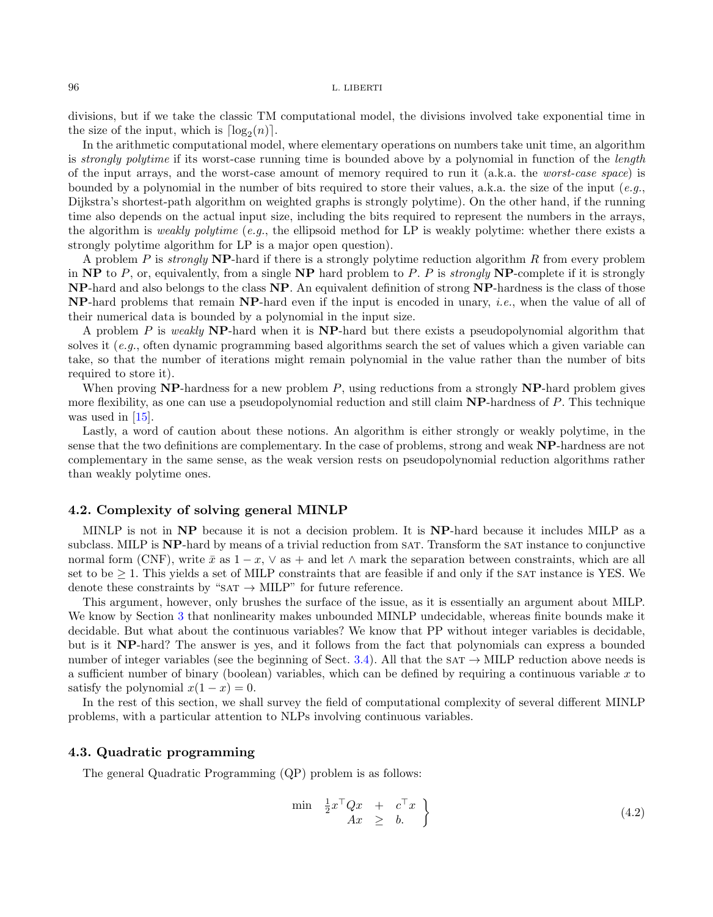divisions, but if we take the classic TM computational model, the divisions involved take exponential time in the size of the input, which is $\lceil \log_2(n) \rceil$.

In the arithmetic computational model, where elementary operations on numbers take unit time, an algorithm is *strongly polytime* if its worst-case running time is bounded above by a polynomial in function of the *length* of the input arrays, and the worst-case amount of memory required to run it (a.k.a. the *worst-case space*) is bounded by a polynomial in the number of bits required to store their values, a.k.a. the size of the input (*e.g.*, Dijkstra's shortest-path algorithm on weighted graphs is strongly polytime). On the other hand, if the running time also depends on the actual input size, including the bits required to represent the numbers in the arrays, the algorithm is *weakly polytime* (*e.g.*, the ellipsoid method for LP is weakly polytime: whether there exists a strongly polytime algorithm for LP is a major open question).

A problem $P$ is *strongly* **NP**-hard if there is a strongly polytime reduction algorithm $R$ from every problem in **NP** to $P$, or, equivalently, from a single **NP** hard problem to $P$. $P$ is *strongly* **NP**-complete if it is strongly **NP**-hard and also belongs to the class **NP**. An equivalent definition of strong **NP**-hardness is the class of those **NP**-hard problems that remain **NP**-hard even if the input is encoded in unary, *i.e.*, when the value of all of their numerical data is bounded by a polynomial in the input size.

A problem $P$ is *weakly* **NP**-hard when it is **NP**-hard but there exists a pseudopolynomial algorithm that solves it (*e.g.*, often dynamic programming based algorithms search the set of values which a given variable can take, so that the number of iterations might remain polynomial in the value rather than the number of bits required to store it).

When proving **NP**-hardness for a new problem $P$, using reductions from a strongly **NP**-hard problem gives more flexibility, as one can use a pseudopolynomial reduction and still claim **NP**-hardness of $P$. This technique was used in [15].

Lastly, a word of caution about these notions. An algorithm is either strongly or weakly polytime, in the sense that the two definitions are complementary. In the case of problems, strong and weak **NP**-hardness are not complementary in the same sense, as the weak version rests on pseudopolynomial reduction algorithms rather than weakly polytime ones.

### 4.2. Complexity of solving general MINLP

MINLP is not in **NP** because it is not a decision problem. It is **NP**-hard because it includes MILP as a subclass. MILP is **NP**-hard by means of a trivial reduction from SAT. Transform the SAT instance to conjunctive normal form (CNF), write $\bar{x}$ as $1-x$, $\vee$ as $+$ and let $\wedge$ mark the separation between constraints, which are all set to be $\geq 1$. This yields a set of MILP constraints that are feasible if and only if the SAT instance is YES. We denote these constraints by "SAT $\to$ MILP" for future reference.

This argument, however, only brushes the surface of the issue, as it is essentially an argument about MILP. We know by Section 3 that nonlinearity makes unbounded MINLP undecidable, whereas finite bounds make it decidable. But what about the continuous variables? We know that PP without integer variables is decidable, but is it **NP**-hard? The answer is yes, and it follows from the fact that polynomials can express a bounded number of integer variables (see the beginning of Sect. 3.4). All that the SAT $\to$ MILP reduction above needs is a sufficient number of binary (boolean) variables, which can be defined by requiring a continuous variable $x$ to satisfy the polynomial $x(1-x) = 0$.

In the rest of this section, we shall survey the field of computational complexity of several different MINLP problems, with a particular attention to NLPs involving continuous variables.

### 4.3. Quadratic programming

The general Quadratic Programming (QP) problem is as follows:

$$\left.\begin{array}{rrcl} \min & \frac{1}{2}x^\top Q x & + & c^\top x \\ & Ax & \geq & b. \end{array}\right\} \tag{4.2}$$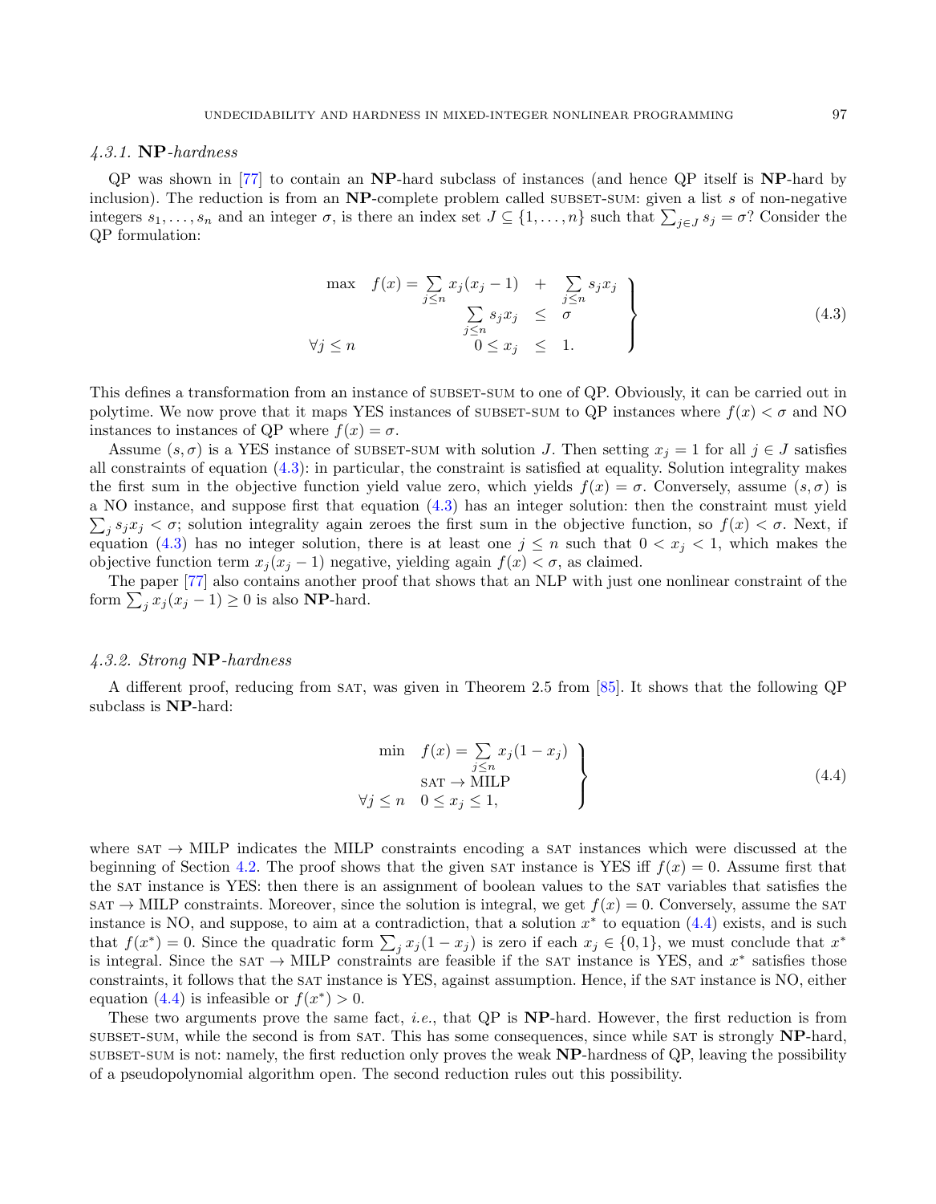### 4.3.1. **NP**-*hardness*

QP was shown in [77] to contain an **NP**-hard subclass of instances (and hence QP itself is **NP**-hard by inclusion). The reduction is from an **NP**-complete problem called SUBSET-SUM: given a list $s$ of non-negative integers $s_1, \ldots, s_n$ and an integer $\sigma$, is there an index set $J \subseteq \{1, \ldots, n\}$ such that $\sum_{j \in J} s_j = \sigma$? Consider the QP formulation:

$$
\left.
\begin{array}{rrcl}
\max & f(x) = \sum\limits_{j \le n} x_j(x_j - 1) & + & \sum\limits_{j \le n} s_j x_j \\
 & \sum\limits_{j \le n} s_j x_j & \le & \sigma \\
\forall j \le n & 0 \le x_j & \le & 1.
\end{array}
\right\}
\tag{4.3}
$$

This defines a transformation from an instance of SUBSET-SUM to one of QP. Obviously, it can be carried out in polytime. We now prove that it maps YES instances of SUBSET-SUM to QP instances where $f(x) < \sigma$ and NO instances to instances of QP where $f(x) = \sigma$.

Assume $(s, \sigma)$ is a YES instance of SUBSET-SUM with solution $J$. Then setting $x_j = 1$ for all $j \in J$ satisfies all constraints of equation (4.3): in particular, the constraint is satisfied at equality. Solution integrality makes the first sum in the objective function yield value zero, which yields $f(x) = \sigma$. Conversely, assume $(s, \sigma)$ is a NO instance, and suppose first that equation (4.3) has an integer solution: then the constraint must yield $\sum_j s_j x_j < \sigma$; solution integrality again zeroes the first sum in the objective function, so $f(x) < \sigma$. Next, if equation (4.3) has no integer solution, there is at least one $j \le n$ such that $0 < x_j < 1$, which makes the objective function term $x_j(x_j - 1)$ negative, yielding again $f(x) < \sigma$, as claimed.

The paper [77] also contains another proof that shows that an NLP with just one nonlinear constraint of the form $\sum_j x_j(x_j - 1) \ge 0$ is also **NP**-hard.

### 4.3.2. *Strong* **NP**-*hardness*

A different proof, reducing from SAT, was given in Theorem 2.5 from [85]. It shows that the following QP subclass is **NP**-hard:

$$
\left.
\begin{array}{rl}
\min & f(x) = \sum\limits_{j \le n} x_j(1 - x_j) \\
 & \text{SAT} \to \text{MILP} \\
\forall j \le n & 0 \le x_j \le 1,
\end{array}
\right\}
\tag{4.4}
$$

where SAT $\to$ MILP indicates the MILP constraints encoding a SAT instances which were discussed at the beginning of Section 4.2. The proof shows that the given SAT instance is YES iff $f(x) = 0$. Assume first that the SAT instance is YES: then there is an assignment of boolean values to the SAT variables that satisfies the SAT $\to$ MILP constraints. Moreover, since the solution is integral, we get $f(x) = 0$. Conversely, assume the SAT instance is NO, and suppose, to aim at a contradiction, that a solution $x^*$ to equation (4.4) exists, and is such that $f(x^*) = 0$. Since the quadratic form $\sum_j x_j(1 - x_j)$ is zero if each $x_j \in \{0, 1\}$, we must conclude that $x^*$ is integral. Since the SAT $\to$ MILP constraints are feasible if the SAT instance is YES, and $x^*$ satisfies those constraints, it follows that the SAT instance is YES, against assumption. Hence, if the SAT instance is NO, either equation (4.4) is infeasible or $f(x^*) > 0$.

These two arguments prove the same fact, *i.e.*, that QP is **NP**-hard. However, the first reduction is from SUBSET-SUM, while the second is from SAT. This has some consequences, since while SAT is strongly **NP**-hard, SUBSET-SUM is not: namely, the first reduction only proves the weak **NP**-hardness of QP, leaving the possibility of a pseudopolynomial algorithm open. The second reduction rules out this possibility.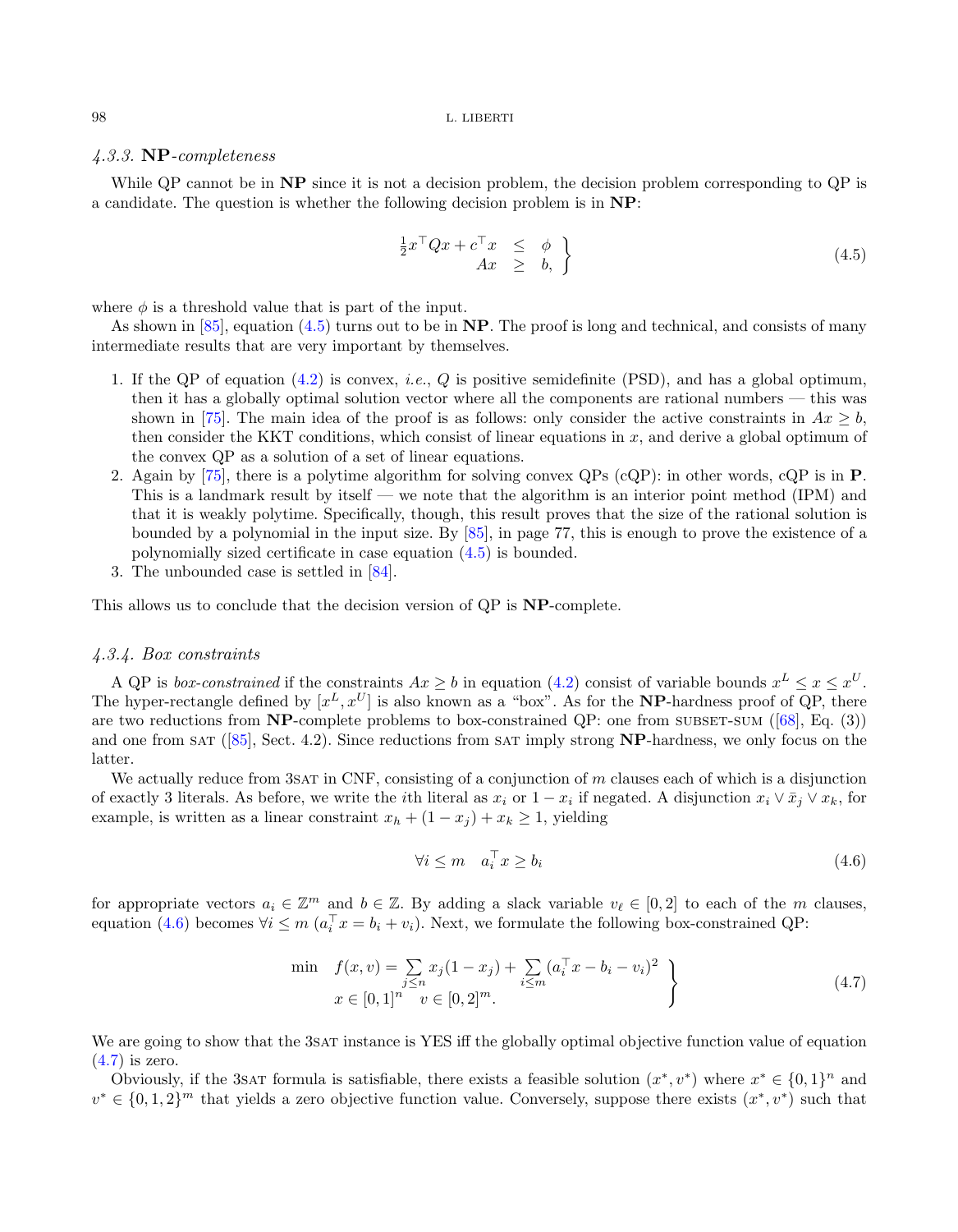### 4.3.3. NP-completeness

While QP cannot be in **NP** since it is not a decision problem, the decision problem corresponding to QP is a candidate. The question is whether the following decision problem is in **NP**:

$$\left.\begin{array}{rcl} \frac{1}{2}x^\top Q x + c^\top x & \leq & \phi \\ Ax & \geq & b, \end{array}\right\} \tag{4.5}$$

where $\phi$ is a threshold value that is part of the input.

As shown in [85], equation (4.5) turns out to be in **NP**. The proof is long and technical, and consists of many intermediate results that are very important by themselves.

1. If the QP of equation (4.2) is convex, *i.e.*, $Q$ is positive semidefinite (PSD), and has a global optimum, then it has a globally optimal solution vector where all the components are rational numbers — this was shown in [75]. The main idea of the proof is as follows: only consider the active constraints in $Ax \geq b$, then consider the KKT conditions, which consist of linear equations in $x$, and derive a global optimum of the convex QP as a solution of a set of linear equations.
2. Again by [75], there is a polytime algorithm for solving convex QPs (cQP): in other words, cQP is in **P**. This is a landmark result by itself — we note that the algorithm is an interior point method (IPM) and that it is weakly polytime. Specifically, though, this result proves that the size of the rational solution is bounded by a polynomial in the input size. By [85], in page 77, this is enough to prove the existence of a polynomially sized certificate in case equation (4.5) is bounded.
3. The unbounded case is settled in [84].

This allows us to conclude that the decision version of QP is **NP**-complete.

### 4.3.4. Box constraints

A QP is *box-constrained* if the constraints $Ax \geq b$ in equation (4.2) consist of variable bounds $x^L \leq x \leq x^U$. The hyper-rectangle defined by $[x^L, x^U]$ is also known as a "box". As for the **NP**-hardness proof of QP, there are two reductions from **NP**-complete problems to box-constrained QP: one from SUBSET-SUM ([68], Eq. (3)) and one from SAT ([85], Sect. 4.2). Since reductions from SAT imply strong **NP**-hardness, we only focus on the latter.

We actually reduce from 3SAT in CNF, consisting of a conjunction of $m$ clauses each of which is a disjunction of exactly 3 literals. As before, we write the $i$th literal as $x_i$ or $1 - x_i$ if negated. A disjunction $x_i \vee \bar{x}_j \vee x_k$, for example, is written as a linear constraint $x_h + (1 - x_j) + x_k \geq 1$, yielding

$$\forall i \leq m \quad a_i^\top x \geq b_i \tag{4.6}$$

for appropriate vectors $a_i \in \mathbb{Z}^m$ and $b \in \mathbb{Z}$. By adding a slack variable $v_\ell \in [0, 2]$ to each of the $m$ clauses, equation (4.6) becomes $\forall i \leq m$ $(a_i^\top x = b_i + v_i)$. Next, we formulate the following box-constrained QP:

$$\left.\begin{array}{rl} \min & f(x, v) = \sum\limits_{j \leq n} x_j(1 - x_j) + \sum\limits_{i \leq m} (a_i^\top x - b_i - v_i)^2 \\ & x \in [0,1]^n \quad v \in [0,2]^m. \end{array}\right\} \tag{4.7}$$

We are going to show that the 3SAT instance is YES iff the globally optimal objective function value of equation (4.7) is zero.

Obviously, if the 3SAT formula is satisfiable, there exists a feasible solution $(x^*, v^*)$ where $x^* \in \{0, 1\}^n$ and $v^* \in \{0, 1, 2\}^m$ that yields a zero objective function value. Conversely, suppose there exists $(x^*, v^*)$ such that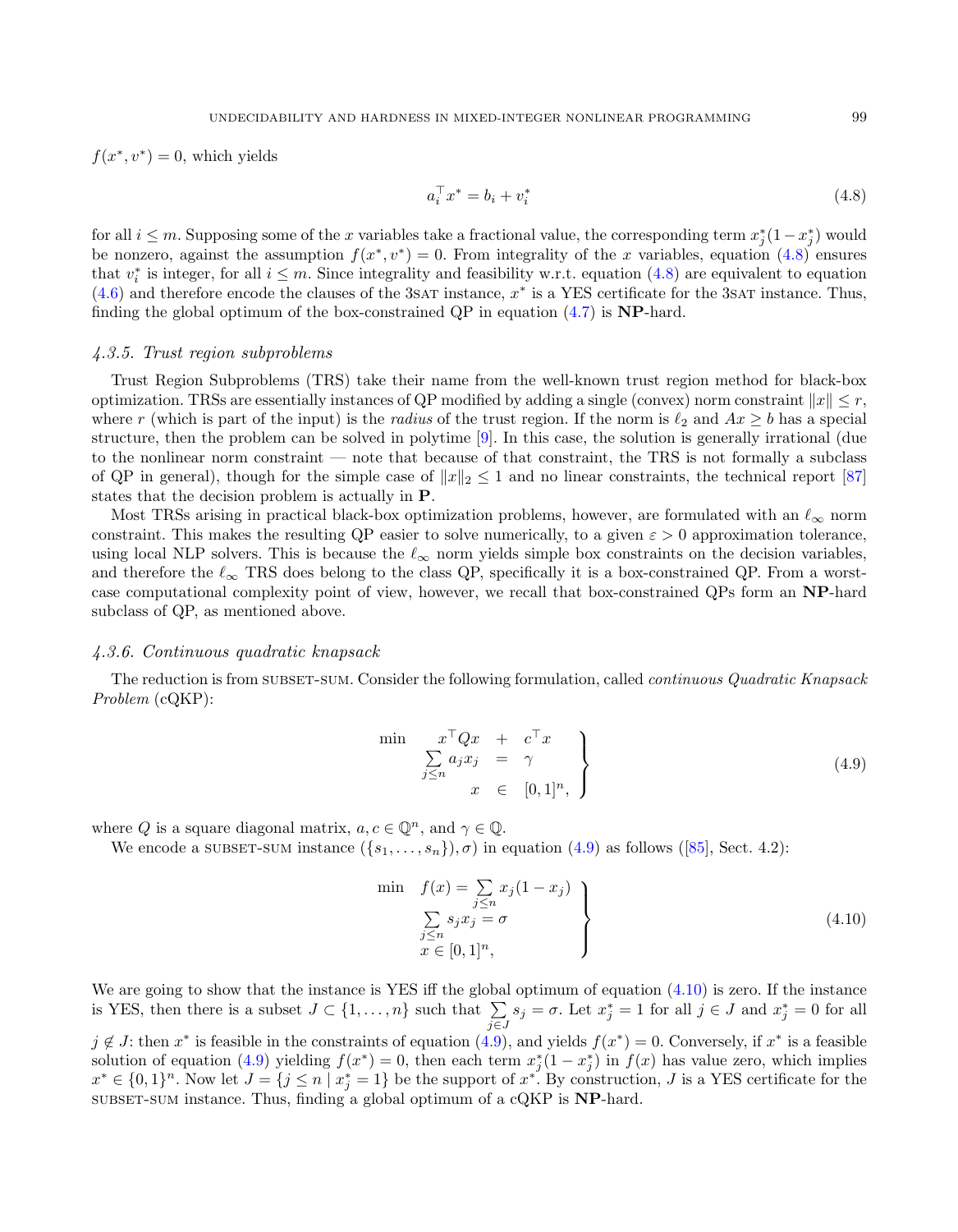$f(x^*, v^*) = 0$, which yields

$$a_i^\top x^* = b_i + v_i^* \tag{4.8}$$

for all $i \le m$. Supposing some of the $x$ variables take a fractional value, the corresponding term $x_j^*(1 - x_j^*)$ would be nonzero, against the assumption $f(x^*, v^*) = 0$. From integrality of the $x$ variables, equation (4.8) ensures that $v_i^*$ is integer, for all $i \le m$. Since integrality and feasibility w.r.t. equation (4.8) are equivalent to equation (4.6) and therefore encode the clauses of the 3SAT instance, $x^*$ is a YES certificate for the 3SAT instance. Thus, finding the global optimum of the box-constrained QP in equation (4.7) is **NP**-hard.

### *4.3.5. Trust region subproblems*

Trust Region Subproblems (TRS) take their name from the well-known trust region method for black-box optimization. TRSs are essentially instances of QP modified by adding a single (convex) norm constraint $\|x\| \le r$, where $r$ (which is part of the input) is the *radius* of the trust region. If the norm is $\ell_2$ and $Ax \ge b$ has a special structure, then the problem can be solved in polytime [9]. In this case, the solution is generally irrational (due to the nonlinear norm constraint — note that because of that constraint, the TRS is not formally a subclass of QP in general), though for the simple case of $\|x\|_2 \le 1$ and no linear constraints, the technical report [87] states that the decision problem is actually in **P**.

Most TRSs arising in practical black-box optimization problems, however, are formulated with an $\ell_\infty$ norm constraint. This makes the resulting QP easier to solve numerically, to a given $\varepsilon > 0$ approximation tolerance, using local NLP solvers. This is because the $\ell_\infty$ norm yields simple box constraints on the decision variables, and therefore the $\ell_\infty$ TRS does belong to the class QP, specifically it is a box-constrained QP. From a worst-case computational complexity point of view, however, we recall that box-constrained QPs form an **NP**-hard subclass of QP, as mentioned above.

### *4.3.6. Continuous quadratic knapsack*

The reduction is from SUBSET-SUM. Consider the following formulation, called *continuous Quadratic Knapsack Problem* (cQKP):

$$\left.\begin{array}{rrcl} \min & x^\top Q x & + & c^\top x \\ & \sum\limits_{j \le n} a_j x_j & = & \gamma \\ & x & \in & [0,1]^n, \end{array}\right\} \tag{4.9}$$

where $Q$ is a square diagonal matrix, $a, c \in \mathbb{Q}^n$, and $\gamma \in \mathbb{Q}$.

We encode a SUBSET-SUM instance $(\{s_1, \ldots, s_n\}), \sigma)$ in equation (4.9) as follows ([85], Sect. 4.2):

$$\left.\begin{array}{rl} \min & f(x) = \sum\limits_{j \le n} x_j(1 - x_j) \\ & \sum\limits_{j \le n} s_j x_j = \sigma \\ & x \in [0,1]^n, \end{array}\right\} \tag{4.10}$$

We are going to show that the instance is YES iff the global optimum of equation (4.10) is zero. If the instance is YES, then there is a subset $J \subset \{1, \ldots, n\}$ such that $\sum\limits_{j \in J} s_j = \sigma$. Let $x_j^* = 1$ for all $j \in J$ and $x_j^* = 0$ for all $j \notin J$: then $x^*$ is feasible in the constraints of equation (4.9), and yields $f(x^*) = 0$. Conversely, if $x^*$ is a feasible solution of equation (4.9) yielding $f(x^*) = 0$, then each term $x_j^*(1 - x_j^*)$ in $f(x)$ has value zero, which implies $x^* \in \{0,1\}^n$. Now let $J = \{j \le n \mid x_j^* = 1\}$ be the support of $x^*$. By construction, $J$ is a YES certificate for the SUBSET-SUM instance. Thus, finding a global optimum of a cQKP is **NP**-hard.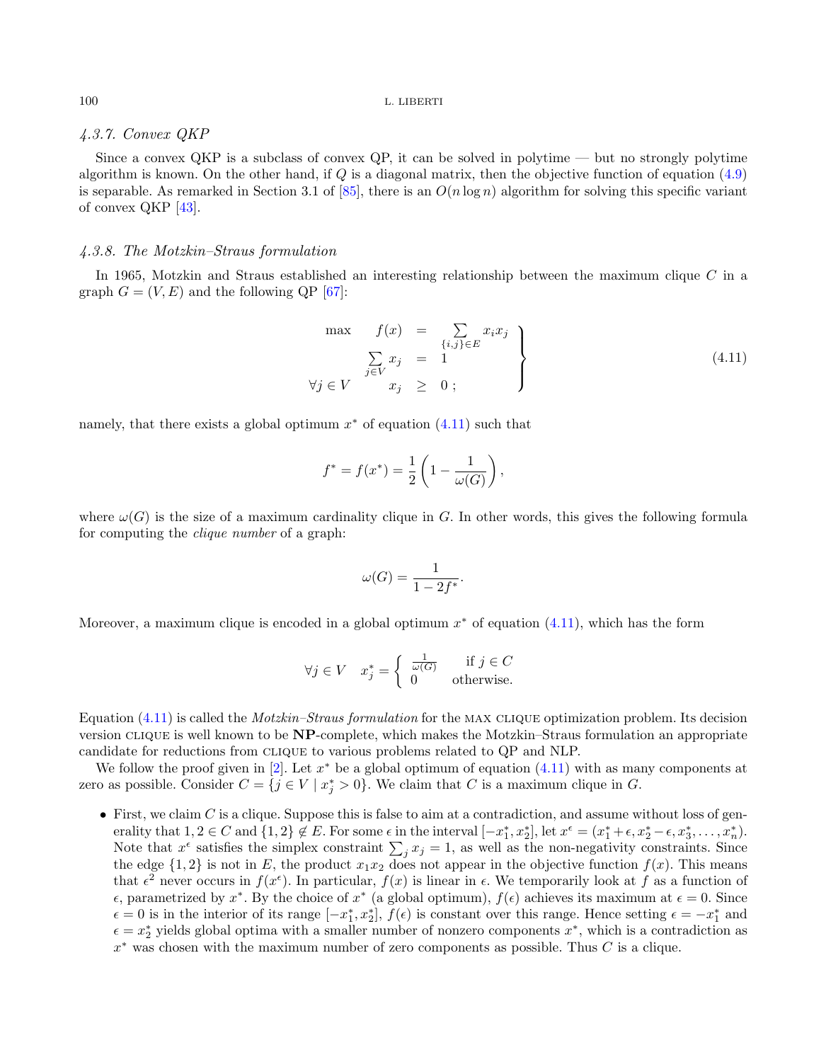### 4.3.7. Convex QKP

Since a convex QKP is a subclass of convex QP, it can be solved in polytime — but no strongly polytime algorithm is known. On the other hand, if $Q$ is a diagonal matrix, then the objective function of equation (4.9) is separable. As remarked in Section 3.1 of [85], there is an $O(n \log n)$ algorithm for solving this specific variant of convex QKP [43].

### 4.3.8. The Motzkin–Straus formulation

In 1965, Motzkin and Straus established an interesting relationship between the maximum clique $C$ in a graph $G = (V, E)$ and the following QP [67]:

$$
\left.
\begin{array}{rrcl}
\max & f(x) & = & \sum\limits_{\{i,j\} \in E} x_i x_j \\
& \sum\limits_{j \in V} x_j & = & 1 \\
\forall j \in V & x_j & \geq & 0 \; ;
\end{array}
\right\} \tag{4.11}
$$

namely, that there exists a global optimum $x^*$ of equation (4.11) such that

$$
f^* = f(x^*) = \frac{1}{2}\left(1 - \frac{1}{\omega(G)}\right),
$$

where $\omega(G)$ is the size of a maximum cardinality clique in $G$. In other words, this gives the following formula for computing the *clique number* of a graph:

$$
\omega(G) = \frac{1}{1 - 2f^*}.
$$

Moreover, a maximum clique is encoded in a global optimum $x^*$ of equation (4.11), which has the form

$$
\forall j \in V \quad x_j^* = \begin{cases} \frac{1}{\omega(G)} & \text{if } j \in C \\ 0 & \text{otherwise.} \end{cases}
$$

Equation (4.11) is called the *Motzkin–Straus formulation* for the MAX CLIQUE optimization problem. Its decision version CLIQUE is well known to be **NP**-complete, which makes the Motzkin–Straus formulation an appropriate candidate for reductions from CLIQUE to various problems related to QP and NLP.

We follow the proof given in [2]. Let $x^*$ be a global optimum of equation (4.11) with as many components at zero as possible. Consider $C = \{j \in V \mid x_j^* > 0\}$. We claim that $C$ is a maximum clique in $G$.

- First, we claim $C$ is a clique. Suppose this is false to aim at a contradiction, and assume without loss of generality that $1, 2 \in C$ and $\{1, 2\} \notin E$. For some $\epsilon$ in the interval $[-x_1^*, x_2^*]$, let $x^\epsilon = (x_1^* + \epsilon, x_2^* - \epsilon, x_3^*, \ldots, x_n^*)$. Note that $x^\epsilon$ satisfies the simplex constraint $\sum_j x_j = 1$, as well as the non-negativity constraints. Since the edge $\{1, 2\}$ is not in $E$, the product $x_1 x_2$ does not appear in the objective function $f(x)$. This means that $\epsilon^2$ never occurs in $f(x^\epsilon)$. In particular, $f(x)$ is linear in $\epsilon$. We temporarily look at $f$ as a function of $\epsilon$, parametrized by $x^*$. By the choice of $x^*$ (a global optimum), $f(\epsilon)$ achieves its maximum at $\epsilon = 0$. Since $\epsilon = 0$ is in the interior of its range $[-x_1^*, x_2^*]$, $f(\epsilon)$ is constant over this range. Hence setting $\epsilon = -x_1^*$ and $\epsilon = x_2^*$ yields global optima with a smaller number of nonzero components $x^*$, which is a contradiction as $x^*$ was chosen with the maximum number of zero components as possible. Thus $C$ is a clique.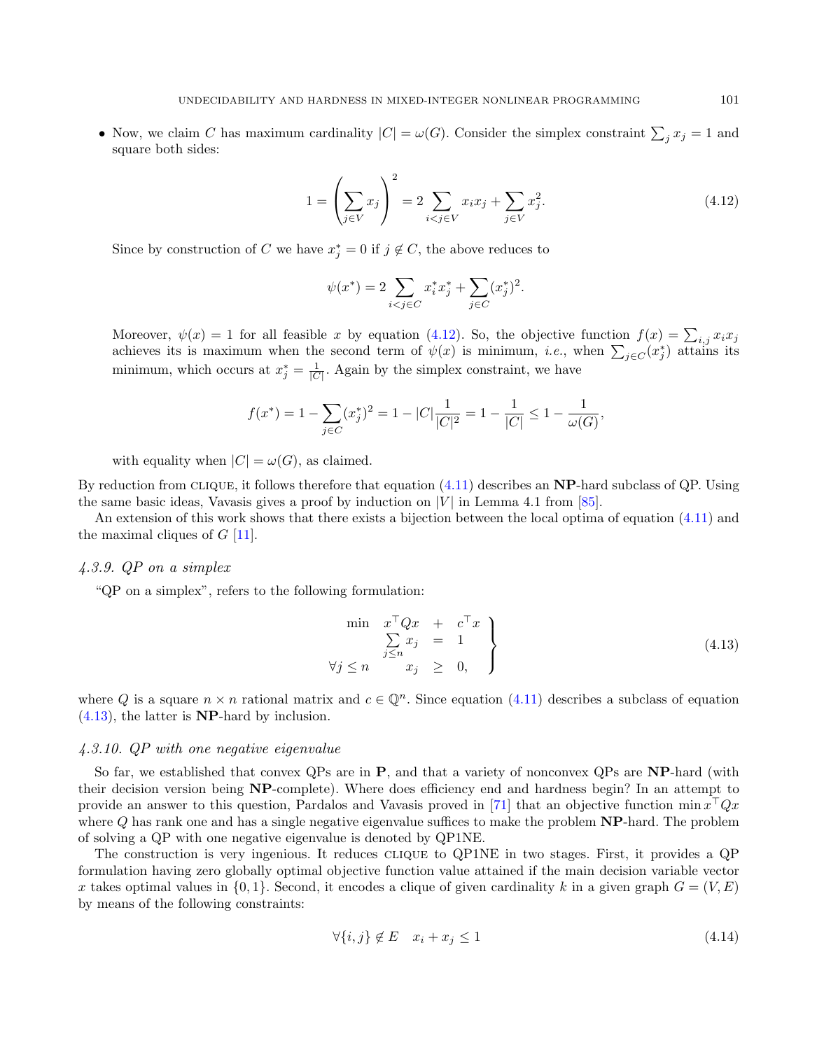- Now, we claim $C$ has maximum cardinality $|C| = \omega(G)$. Consider the simplex constraint $\sum_j x_j = 1$ and square both sides:

$$1 = \left(\sum_{j \in V} x_j\right)^2 = 2 \sum_{i<j \in V} x_i x_j + \sum_{j \in V} x_j^2. \tag{4.12}$$

  Since by construction of $C$ we have $x_j^* = 0$ if $j \notin C$, the above reduces to

$$\psi(x^*) = 2 \sum_{i<j \in C} x_i^* x_j^* + \sum_{j \in C} (x_j^*)^2.$$

  Moreover, $\psi(x) = 1$ for all feasible $x$ by equation (4.12). So, the objective function $f(x) = \sum_{i,j} x_i x_j$ achieves its is maximum when the second term of $\psi(x)$ is minimum, *i.e.*, when $\sum_{j \in C}(x_j^*)$ attains its minimum, which occurs at $x_j^* = \frac{1}{|C|}$. Again by the simplex constraint, we have

$$f(x^*) = 1 - \sum_{j \in C} (x_j^*)^2 = 1 - |C| \frac{1}{|C|^2} = 1 - \frac{1}{|C|} \leq 1 - \frac{1}{\omega(G)},$$

  with equality when $|C| = \omega(G)$, as claimed.

By reduction from CLIQUE, it follows therefore that equation (4.11) describes an **NP**-hard subclass of QP. Using the same basic ideas, Vavasis gives a proof by induction on $|V|$ in Lemma 4.1 from [85].

An extension of this work shows that there exists a bijection between the local optima of equation (4.11) and the maximal cliques of $G$ [11].

### *4.3.9. QP on a simplex*

"QP on a simplex", refers to the following formulation:

$$\left.\begin{array}{rrcl} \min & x^\top Q x & + & c^\top x \\ & \sum\limits_{j \leq n} x_j & = & 1 \\ \forall j \leq n & x_j & \geq & 0, \end{array}\right\} \tag{4.13}$$

where $Q$ is a square $n \times n$ rational matrix and $c \in \mathbb{Q}^n$. Since equation (4.11) describes a subclass of equation (4.13), the latter is **NP**-hard by inclusion.

### *4.3.10. QP with one negative eigenvalue*

So far, we established that convex QPs are in **P**, and that a variety of nonconvex QPs are **NP**-hard (with their decision version being **NP**-complete). Where does efficiency end and hardness begin? In an attempt to provide an answer to this question, Pardalos and Vavasis proved in [71] that an objective function $\min x^\top Q x$ where $Q$ has rank one and has a single negative eigenvalue suffices to make the problem **NP**-hard. The problem of solving a QP with one negative eigenvalue is denoted by QP1NE.

The construction is very ingenious. It reduces CLIQUE to QP1NE in two stages. First, it provides a QP formulation having zero globally optimal objective function value attained if the main decision variable vector $x$ takes optimal values in $\{0, 1\}$. Second, it encodes a clique of given cardinality $k$ in a given graph $G = (V, E)$ by means of the following constraints:

$$\forall \{i, j\} \notin E \quad x_i + x_j \leq 1 \tag{4.14}$$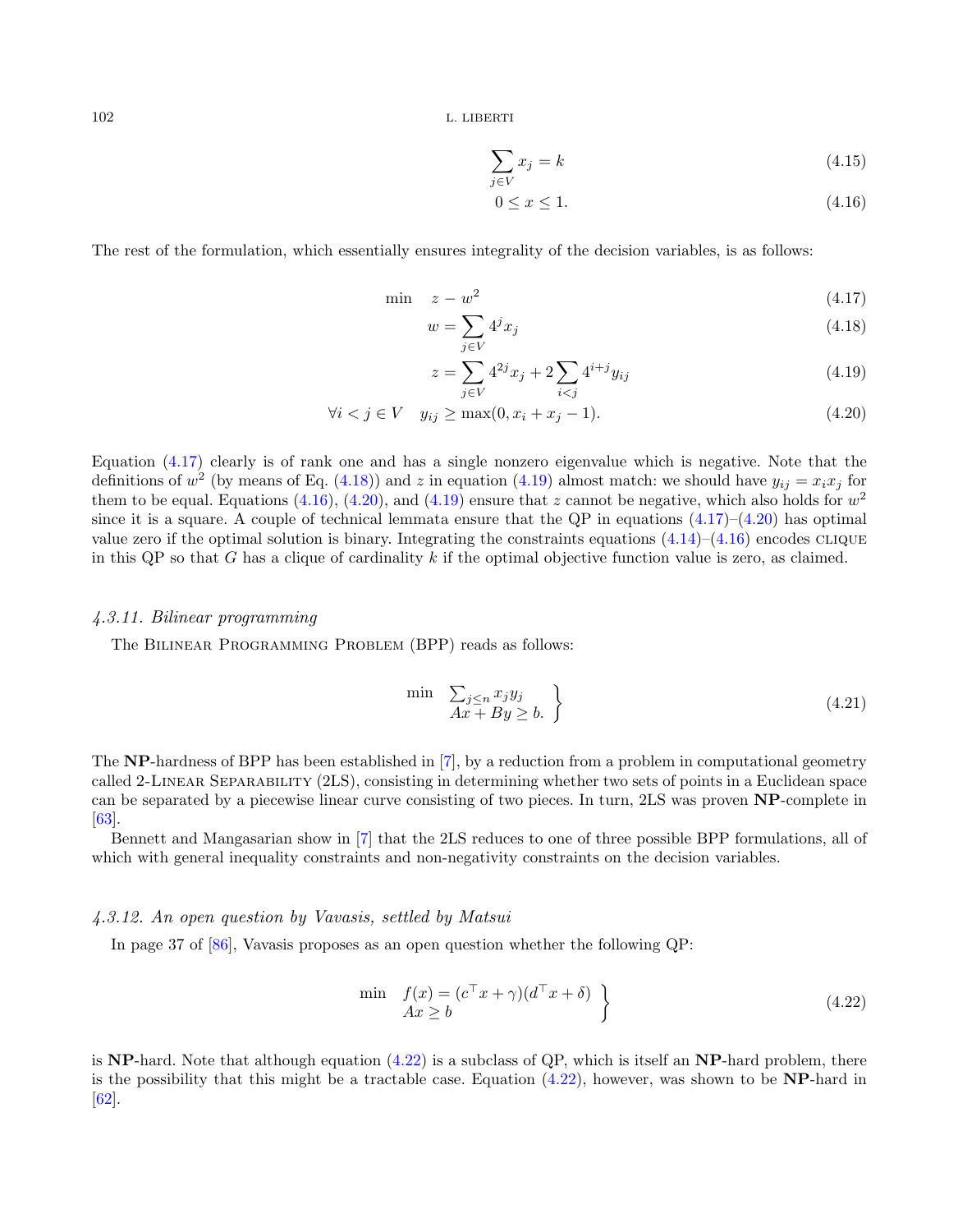$$\sum_{j \in V} x_j = k \tag{4.15}$$

$$0 \le x \le 1. \tag{4.16}$$

The rest of the formulation, which essentially ensures integrality of the decision variables, is as follows:

$$\min \quad z - w^2 \tag{4.17}$$

$$w = \sum_{j \in V} 4^j x_j \tag{4.18}$$

$$z = \sum_{j \in V} 4^{2j} x_j + 2 \sum_{i<j} 4^{i+j} y_{ij} \tag{4.19}$$

$$\forall i < j \in V \quad y_{ij} \ge \max(0, x_i + x_j - 1). \tag{4.20}$$

Equation (4.17) clearly is of rank one and has a single nonzero eigenvalue which is negative. Note that the definitions of $w^2$ (by means of Eq. (4.18)) and $z$ in equation (4.19) almost match: we should have $y_{ij} = x_i x_j$ for them to be equal. Equations (4.16), (4.20), and (4.19) ensure that $z$ cannot be negative, which also holds for $w^2$ since it is a square. A couple of technical lemmata ensure that the QP in equations (4.17)–(4.20) has optimal value zero if the optimal solution is binary. Integrating the constraints equations (4.14)–(4.16) encodes CLIQUE in this QP so that $G$ has a clique of cardinality $k$ if the optimal objective function value is zero, as claimed.

### *4.3.11. Bilinear programming*

The Bilinear Programming Problem (BPP) reads as follows:

$$\left.\begin{array}{ll} \min & \sum_{j \le n} x_j y_j \\ & Ax + By \ge b. \end{array}\right\} \tag{4.21}$$

The **NP**-hardness of BPP has been established in [7], by a reduction from a problem in computational geometry called 2-Linear Separability (2LS), consisting in determining whether two sets of points in a Euclidean space can be separated by a piecewise linear curve consisting of two pieces. In turn, 2LS was proven **NP**-complete in [63].

Bennett and Mangasarian show in [7] that the 2LS reduces to one of three possible BPP formulations, all of which with general inequality constraints and non-negativity constraints on the decision variables.

### *4.3.12. An open question by Vavasis, settled by Matsui*

In page 37 of [86], Vavasis proposes as an open question whether the following QP:

$$\left.\begin{array}{ll} \min & f(x) = (c^\top x + \gamma)(d^\top x + \delta) \\ & Ax \ge b \end{array}\right\} \tag{4.22}$$

is **NP**-hard. Note that although equation (4.22) is a subclass of QP, which is itself an **NP**-hard problem, there is the possibility that this might be a tractable case. Equation (4.22), however, was shown to be **NP**-hard in [62].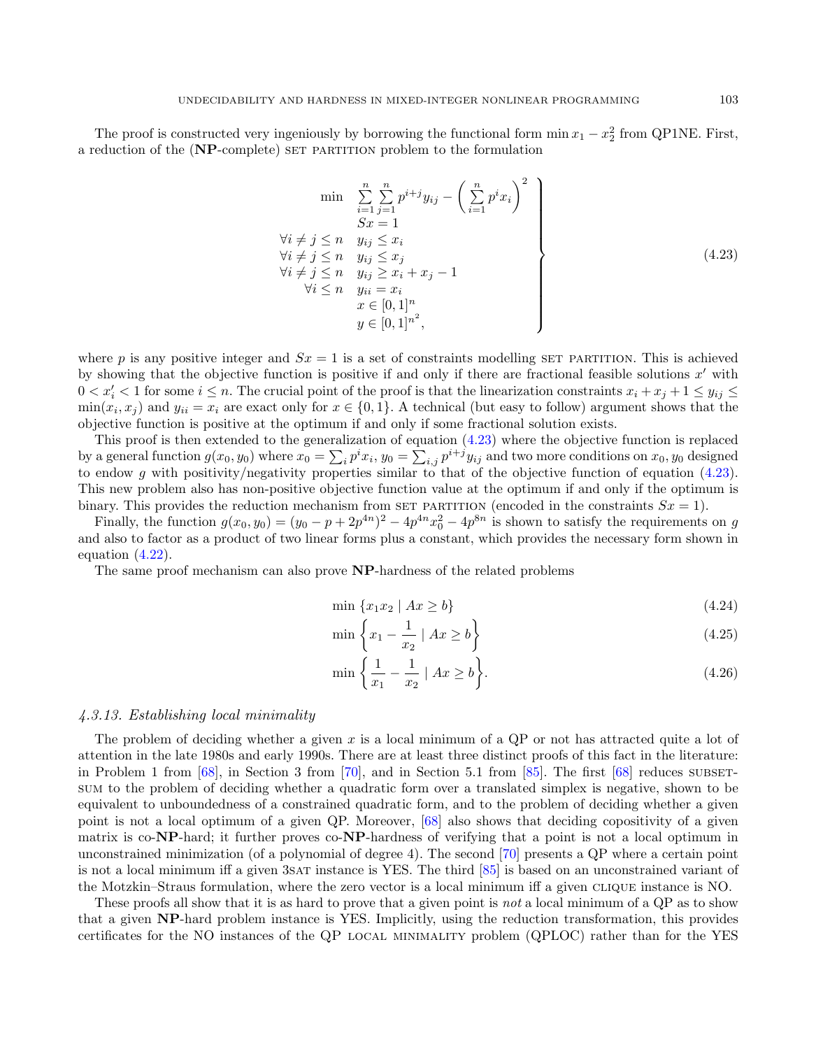The proof is constructed very ingeniously by borrowing the functional form $\min x_1 - x_2^2$ from QP1NE. First, a reduction of the (**NP**-complete) SET PARTITION problem to the formulation

$$
\left.
\begin{array}{rl}
\min & \sum\limits_{i=1}^{n}\sum\limits_{j=1}^{n} p^{i+j} y_{ij} - \left(\sum\limits_{i=1}^{n} p^i x_i\right)^2 \\
& Sx = 1 \\
\forall i \neq j \leq n & y_{ij} \leq x_i \\
\forall i \neq j \leq n & y_{ij} \leq x_j \\
\forall i \neq j \leq n & y_{ij} \geq x_i + x_j - 1 \\
\forall i \leq n & y_{ii} = x_i \\
& x \in [0,1]^n \\
& y \in [0,1]^{n^2},
\end{array}
\right\} \tag{4.23}
$$

where $p$ is any positive integer and $Sx = 1$ is a set of constraints modelling SET PARTITION. This is achieved by showing that the objective function is positive if and only if there are fractional feasible solutions $x'$ with $0 < x'_i < 1$ for some $i \leq n$. The crucial point of the proof is that the linearization constraints $x_i + x_j + 1 \leq y_{ij} \leq \min(x_i, x_j)$ and $y_{ii} = x_i$ are exact only for $x \in \{0,1\}$. A technical (but easy to follow) argument shows that the objective function is positive at the optimum if and only if some fractional solution exists.

This proof is then extended to the generalization of equation (4.23) where the objective function is replaced by a general function $g(x_0, y_0)$ where $x_0 = \sum_i p^i x_i$, $y_0 = \sum_{i,j} p^{i+j} y_{ij}$ and two more conditions on $x_0, y_0$ designed to endow $g$ with positivity/negativity properties similar to that of the objective function of equation (4.23). This new problem also has non-positive objective function value at the optimum if and only if the optimum is binary. This provides the reduction mechanism from SET PARTITION (encoded in the constraints $Sx = 1$).

Finally, the function $g(x_0, y_0) = (y_0 - p + 2p^{4n})^2 - 4p^{4n}x_0^2 - 4p^{8n}$ is shown to satisfy the requirements on $g$ and also to factor as a product of two linear forms plus a constant, which provides the necessary form shown in equation (4.22).

The same proof mechanism can also prove **NP**-hardness of the related problems

$$
\min \{x_1 x_2 \mid Ax \geq b\} \tag{4.24}
$$

$$
\min \left\{x_1 - \frac{1}{x_2} \mid Ax \geq b\right\} \tag{4.25}
$$

$$
\min \left\{\frac{1}{x_1} - \frac{1}{x_2} \mid Ax \geq b\right\}. \tag{4.26}
$$

### *4.3.13. Establishing local minimality*

The problem of deciding whether a given $x$ is a local minimum of a QP or not has attracted quite a lot of attention in the late 1980s and early 1990s. There are at least three distinct proofs of this fact in the literature: in Problem 1 from [68], in Section 3 from [70], and in Section 5.1 from [85]. The first [68] reduces SUBSET-SUM to the problem of deciding whether a quadratic form over a translated simplex is negative, shown to be equivalent to unboundedness of a constrained quadratic form, and to the problem of deciding whether a given point is not a local optimum of a given QP. Moreover, [68] also shows that deciding copositivity of a given matrix is co-**NP**-hard; it further proves co-**NP**-hardness of verifying that a point is not a local optimum in unconstrained minimization (of a polynomial of degree 4). The second [70] presents a QP where a certain point is not a local minimum iff a given 3SAT instance is YES. The third [85] is based on an unconstrained variant of the Motzkin–Straus formulation, where the zero vector is a local minimum iff a given CLIQUE instance is NO.

These proofs all show that it is as hard to prove that a given point is *not* a local minimum of a QP as to show that a given **NP**-hard problem instance is YES. Implicitly, using the reduction transformation, this provides certificates for the NO instances of the QP LOCAL MINIMALITY problem (QPLOC) rather than for the YES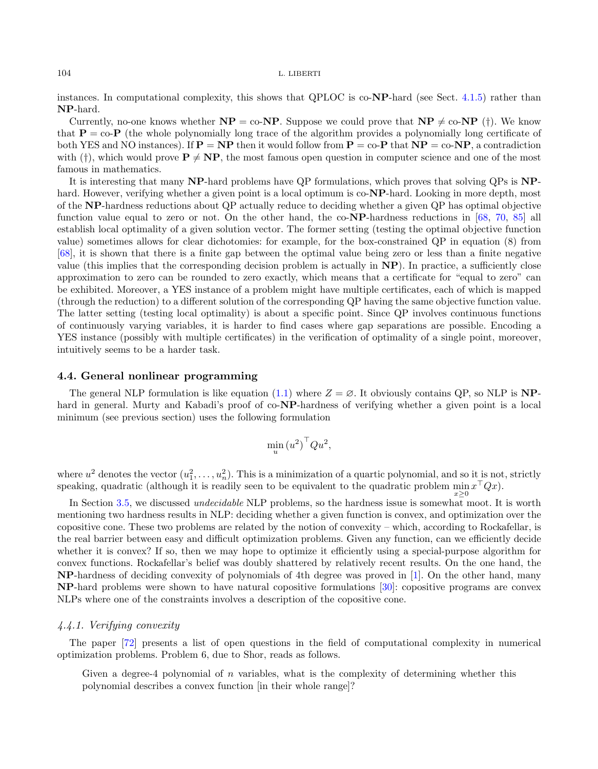instances. In computational complexity, this shows that QPLOC is co-**NP**-hard (see Sect. 4.1.5) rather than **NP**-hard.

Currently, no-one knows whether **NP** = co-**NP**. Suppose we could prove that **NP** ≠ co-**NP** (†). We know that **P** = co-**P** (the whole polynomially long trace of the algorithm provides a polynomially long certificate of both YES and NO instances). If **P** = **NP** then it would follow from **P** = co-**P** that **NP** = co-**NP**, a contradiction with (†), which would prove **P** ≠ **NP**, the most famous open question in computer science and one of the most famous in mathematics.

It is interesting that many **NP**-hard problems have QP formulations, which proves that solving QPs is **NP**-hard. However, verifying whether a given point is a local optimum is co-**NP**-hard. Looking in more depth, most of the **NP**-hardness reductions about QP actually reduce to deciding whether a given QP has optimal objective function value equal to zero or not. On the other hand, the co-**NP**-hardness reductions in [68, 70, 85] all establish local optimality of a given solution vector. The former setting (testing the optimal objective function value) sometimes allows for clear dichotomies: for example, for the box-constrained QP in equation (8) from [68], it is shown that there is a finite gap between the optimal value being zero or less than a finite negative value (this implies that the corresponding decision problem is actually in **NP**). In practice, a sufficiently close approximation to zero can be rounded to zero exactly, which means that a certificate for "equal to zero" can be exhibited. Moreover, a YES instance of a problem might have multiple certificates, each of which is mapped (through the reduction) to a different solution of the corresponding QP having the same objective function value. The latter setting (testing local optimality) is about a specific point. Since QP involves continuous functions of continuously varying variables, it is harder to find cases where gap separations are possible. Encoding a YES instance (possibly with multiple certificates) in the verification of optimality of a single point, moreover, intuitively seems to be a harder task.

### 4.4. General nonlinear programming

The general NLP formulation is like equation (1.1) where $Z = \varnothing$. It obviously contains QP, so NLP is **NP**-hard in general. Murty and Kabadi's proof of co-**NP**-hardness of verifying whether a given point is a local minimum (see previous section) uses the following formulation

$$\min_u \, (u^2)^\top Q u^2,$$

where $u^2$ denotes the vector $(u_1^2, \ldots, u_n^2)$. This is a minimization of a quartic polynomial, and so it is not, strictly speaking, quadratic (although it is readily seen to be equivalent to the quadratic problem $\min\limits_{x \geq 0} x^\top Q x$).

In Section 3.5, we discussed *undecidable* NLP problems, so the hardness issue is somewhat moot. It is worth mentioning two hardness results in NLP: deciding whether a given function is convex, and optimization over the copositive cone. These two problems are related by the notion of convexity – which, according to Rockafellar, is the real barrier between easy and difficult optimization problems. Given any function, can we efficiently decide whether it is convex? If so, then we may hope to optimize it efficiently using a special-purpose algorithm for convex functions. Rockafellar's belief was doubly shattered by relatively recent results. On the one hand, the **NP**-hardness of deciding convexity of polynomials of 4th degree was proved in [1]. On the other hand, many **NP**-hard problems were shown to have natural copositive formulations [30]: copositive programs are convex NLPs where one of the constraints involves a description of the copositive cone.

#### *4.4.1. Verifying convexity*

The paper [72] presents a list of open questions in the field of computational complexity in numerical optimization problems. Problem 6, due to Shor, reads as follows.

> Given a degree-4 polynomial of $n$ variables, what is the complexity of determining whether this polynomial describes a convex function [in their whole range]?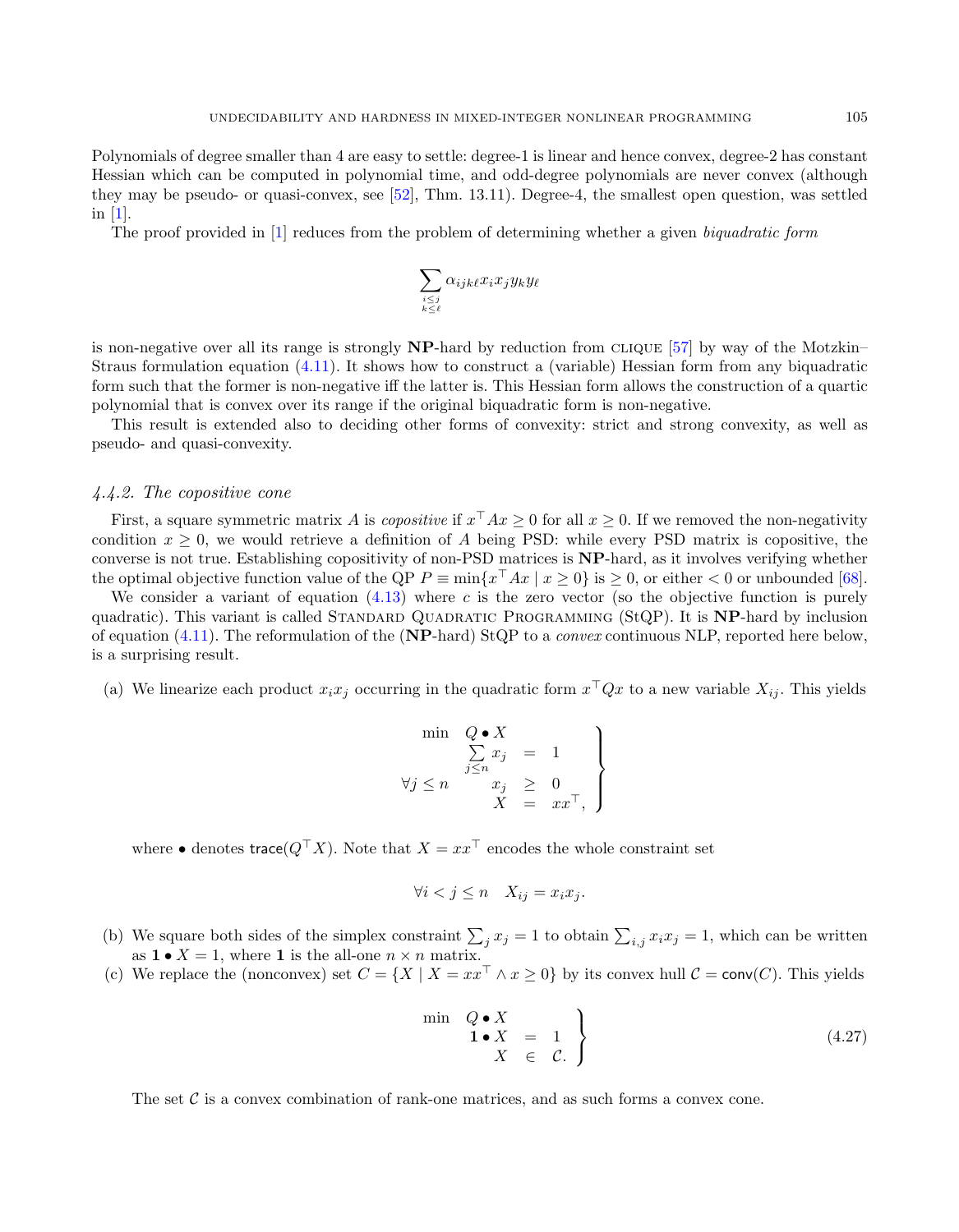Polynomials of degree smaller than 4 are easy to settle: degree-1 is linear and hence convex, degree-2 has constant Hessian which can be computed in polynomial time, and odd-degree polynomials are never convex (although they may be pseudo- or quasi-convex, see [52], Thm. 13.11). Degree-4, the smallest open question, was settled in [1].

The proof provided in [1] reduces from the problem of determining whether a given *biquadratic form*

$$\sum_{\substack{i \leq j \\ k \leq \ell}} \alpha_{ijk\ell} x_i x_j y_k y_\ell$$

is non-negative over all its range is strongly **NP**-hard by reduction from CLIQUE [57] by way of the Motzkin–Straus formulation equation (4.11). It shows how to construct a (variable) Hessian form from any biquadratic form such that the former is non-negative iff the latter is. This Hessian form allows the construction of a quartic polynomial that is convex over its range if the original biquadratic form is non-negative.

This result is extended also to deciding other forms of convexity: strict and strong convexity, as well as pseudo- and quasi-convexity.

### *4.4.2. The copositive cone*

First, a square symmetric matrix $A$ is *copositive* if $x^\top A x \geq 0$ for all $x \geq 0$. If we removed the non-negativity condition $x \geq 0$, we would retrieve a definition of $A$ being PSD: while every PSD matrix is copositive, the converse is not true. Establishing copositivity of non-PSD matrices is **NP**-hard, as it involves verifying whether the optimal objective function value of the QP $P \equiv \min\{x^\top A x \mid x \geq 0\}$ is $\geq 0$, or either $< 0$ or unbounded [68].

We consider a variant of equation (4.13) where $c$ is the zero vector (so the objective function is purely quadratic). This variant is called STANDARD QUADRATIC PROGRAMMING (StQP). It is **NP**-hard by inclusion of equation (4.11). The reformulation of the (**NP**-hard) StQP to a *convex* continuous NLP, reported here below, is a surprising result.

(a) We linearize each product $x_i x_j$ occurring in the quadratic form $x^\top Q x$ to a new variable $X_{ij}$. This yields

$$\left.\begin{array}{rrcl} \min & Q \bullet X & & \\ & \sum\limits_{j \leq n} x_j & = & 1 \\ \forall j \leq n & x_j & \geq & 0 \\ & X & = & x x^\top, \end{array}\right\}$$

where $\bullet$ denotes $\mathsf{trace}(Q^\top X)$. Note that $X = xx^\top$ encodes the whole constraint set

$$\forall i < j \leq n \quad X_{ij} = x_i x_j.$$

(b) We square both sides of the simplex constraint $\sum_j x_j = 1$ to obtain $\sum_{i,j} x_i x_j = 1$, which can be written as $\mathbf{1} \bullet X = 1$, where $\mathbf{1}$ is the all-one $n \times n$ matrix.

(c) We replace the (nonconvex) set $C = \{X \mid X = xx^\top \wedge x \geq 0\}$ by its convex hull $\mathcal{C} = \mathsf{conv}(C)$. This yields

$$\left.\begin{array}{rrcl} \min & Q \bullet X & & \\ & \mathbf{1} \bullet X & = & 1 \\ & X & \in & \mathcal{C}. \end{array}\right\} \tag{4.27}$$

The set $\mathcal{C}$ is a convex combination of rank-one matrices, and as such forms a convex cone.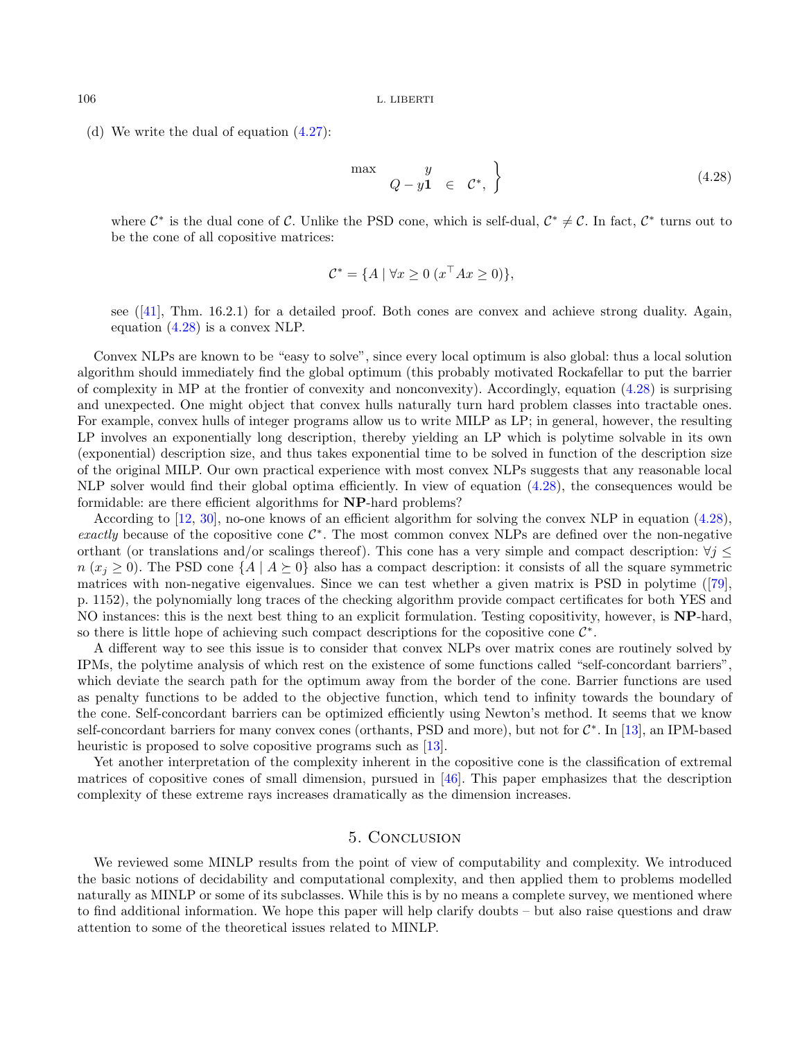(d) We write the dual of equation (4.27):

$$
\left.\begin{array}{rcl} \max & y & \\ Q - y\mathbf{1} & \in & \mathcal{C}^*, \end{array}\right\} \tag{4.28}
$$

where $\mathcal{C}^*$ is the dual cone of $\mathcal{C}$. Unlike the PSD cone, which is self-dual, $\mathcal{C}^* \neq \mathcal{C}$. In fact, $\mathcal{C}^*$ turns out to be the cone of all copositive matrices:

$$
\mathcal{C}^* = \{A \mid \forall x \geq 0 \; (x^\top A x \geq 0)\},
$$

see ([41], Thm. 16.2.1) for a detailed proof. Both cones are convex and achieve strong duality. Again, equation (4.28) is a convex NLP.

Convex NLPs are known to be "easy to solve", since every local optimum is also global: thus a local solution algorithm should immediately find the global optimum (this probably motivated Rockafellar to put the barrier of complexity in MP at the frontier of convexity and nonconvexity). Accordingly, equation (4.28) is surprising and unexpected. One might object that convex hulls naturally turn hard problem classes into tractable ones. For example, convex hulls of integer programs allow us to write MILP as LP; in general, however, the resulting LP involves an exponentially long description, thereby yielding an LP which is polytime solvable in its own (exponential) description size, and thus takes exponential time to be solved in function of the description size of the original MILP. Our own practical experience with most convex NLPs suggests that any reasonable local NLP solver would find their global optima efficiently. In view of equation (4.28), the consequences would be formidable: are there efficient algorithms for **NP**-hard problems?

According to [12, 30], no-one knows of an efficient algorithm for solving the convex NLP in equation (4.28), *exactly* because of the copositive cone $\mathcal{C}^*$. The most common convex NLPs are defined over the non-negative orthant (or translations and/or scalings thereof). This cone has a very simple and compact description: $\forall j \leq n \; (x_j \geq 0)$. The PSD cone $\{A \mid A \succeq 0\}$ also has a compact description: it consists of all the square symmetric matrices with non-negative eigenvalues. Since we can test whether a given matrix is PSD in polytime ([79], p. 1152), the polynomially long traces of the checking algorithm provide compact certificates for both YES and NO instances: this is the next best thing to an explicit formulation. Testing copositivity, however, is **NP**-hard, so there is little hope of achieving such compact descriptions for the copositive cone $\mathcal{C}^*$.

A different way to see this issue is to consider that convex NLPs over matrix cones are routinely solved by IPMs, the polytime analysis of which rest on the existence of some functions called "self-concordant barriers", which deviate the search path for the optimum away from the border of the cone. Barrier functions are used as penalty functions to be added to the objective function, which tend to infinity towards the boundary of the cone. Self-concordant barriers can be optimized efficiently using Newton's method. It seems that we know self-concordant barriers for many convex cones (orthants, PSD and more), but not for $\mathcal{C}^*$. In [13], an IPM-based heuristic is proposed to solve copositive programs such as [13].

Yet another interpretation of the complexity inherent in the copositive cone is the classification of extremal matrices of copositive cones of small dimension, pursued in [46]. This paper emphasizes that the description complexity of these extreme rays increases dramatically as the dimension increases.

## 5. Conclusion

We reviewed some MINLP results from the point of view of computability and complexity. We introduced the basic notions of decidability and computational complexity, and then applied them to problems modelled naturally as MINLP or some of its subclasses. While this is by no means a complete survey, we mentioned where to find additional information. We hope this paper will help clarify doubts – but also raise questions and draw attention to some of the theoretical issues related to MINLP.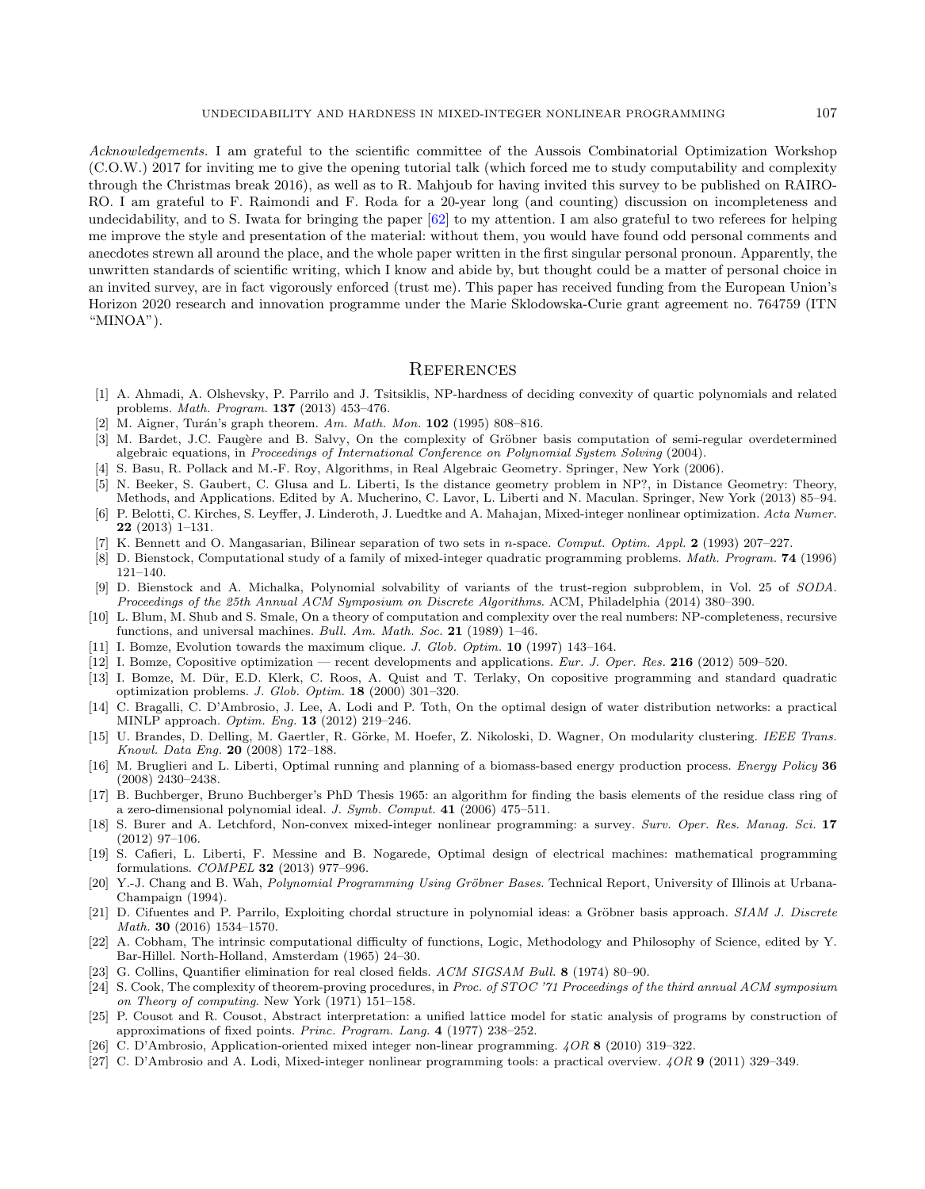*Acknowledgements.* I am grateful to the scientific committee of the Aussois Combinatorial Optimization Workshop (C.O.W.) 2017 for inviting me to give the opening tutorial talk (which forced me to study computability and complexity through the Christmas break 2016), as well as to R. Mahjoub for having invited this survey to be published on RAIRO-RO. I am grateful to F. Raimondi and F. Roda for a 20-year long (and counting) discussion on incompleteness and undecidability, and to S. Iwata for bringing the paper [62] to my attention. I am also grateful to two referees for helping me improve the style and presentation of the material: without them, you would have found odd personal comments and anecdotes strewn all around the place, and the whole paper written in the first singular personal pronoun. Apparently, the unwritten standards of scientific writing, which I know and abide by, but thought could be a matter of personal choice in an invited survey, are in fact vigorously enforced (trust me). This paper has received funding from the European Union's Horizon 2020 research and innovation programme under the Marie Sklodowska-Curie grant agreement no. 764759 (ITN "MINOA").

## References

- [1] A. Ahmadi, A. Olshevsky, P. Parrilo and J. Tsitsiklis, NP-hardness of deciding convexity of quartic polynomials and related problems. *Math. Program.* **137** (2013) 453–476.
- [2] M. Aigner, Turán's graph theorem. *Am. Math. Mon.* **102** (1995) 808–816.
- [3] M. Bardet, J.C. Faugère and B. Salvy, On the complexity of Gröbner basis computation of semi-regular overdetermined algebraic equations, in *Proceedings of International Conference on Polynomial System Solving* (2004).
- [4] S. Basu, R. Pollack and M.-F. Roy, Algorithms, in Real Algebraic Geometry. Springer, New York (2006).
- [5] N. Beeker, S. Gaubert, C. Glusa and L. Liberti, Is the distance geometry problem in NP?, in Distance Geometry: Theory, Methods, and Applications. Edited by A. Mucherino, C. Lavor, L. Liberti and N. Maculan. Springer, New York (2013) 85–94.
- [6] P. Belotti, C. Kirches, S. Leyffer, J. Linderoth, J. Luedtke and A. Mahajan, Mixed-integer nonlinear optimization. *Acta Numer.* **22** (2013) 1–131.
- [7] K. Bennett and O. Mangasarian, Bilinear separation of two sets in $n$-space. *Comput. Optim. Appl.* **2** (1993) 207–227.
- [8] D. Bienstock, Computational study of a family of mixed-integer quadratic programming problems. *Math. Program.* **74** (1996) 121–140.
- [9] D. Bienstock and A. Michalka, Polynomial solvability of variants of the trust-region subproblem, in Vol. 25 of *SODA. Proceedings of the 25th Annual ACM Symposium on Discrete Algorithms*. ACM, Philadelphia (2014) 380–390.
- [10] L. Blum, M. Shub and S. Smale, On a theory of computation and complexity over the real numbers: NP-completeness, recursive functions, and universal machines. *Bull. Am. Math. Soc.* **21** (1989) 1–46.
- [11] I. Bomze, Evolution towards the maximum clique. *J. Glob. Optim.* **10** (1997) 143–164.
- [12] I. Bomze, Copositive optimization — recent developments and applications. *Eur. J. Oper. Res.* **216** (2012) 509–520.
- [13] I. Bomze, M. Dür, E.D. Klerk, C. Roos, A. Quist and T. Terlaky, On copositive programming and standard quadratic optimization problems. *J. Glob. Optim.* **18** (2000) 301–320.
- [14] C. Bragalli, C. D'Ambrosio, J. Lee, A. Lodi and P. Toth, On the optimal design of water distribution networks: a practical MINLP approach. *Optim. Eng.* **13** (2012) 219–246.
- [15] U. Brandes, D. Delling, M. Gaertler, R. Görke, M. Hoefer, Z. Nikoloski, D. Wagner, On modularity clustering. *IEEE Trans. Knowl. Data Eng.* **20** (2008) 172–188.
- [16] M. Bruglieri and L. Liberti, Optimal running and planning of a biomass-based energy production process. *Energy Policy* **36** (2008) 2430–2438.
- [17] B. Buchberger, Bruno Buchberger's PhD Thesis 1965: an algorithm for finding the basis elements of the residue class ring of a zero-dimensional polynomial ideal. *J. Symb. Comput.* **41** (2006) 475–511.
- [18] S. Burer and A. Letchford, Non-convex mixed-integer nonlinear programming: a survey. *Surv. Oper. Res. Manag. Sci.* **17** (2012) 97–106.
- [19] S. Cafieri, L. Liberti, F. Messine and B. Nogarede, Optimal design of electrical machines: mathematical programming formulations. *COMPEL* **32** (2013) 977–996.
- [20] Y.-J. Chang and B. Wah, *Polynomial Programming Using Gröbner Bases*. Technical Report, University of Illinois at Urbana-Champaign (1994).
- [21] D. Cifuentes and P. Parrilo, Exploiting chordal structure in polynomial ideas: a Gröbner basis approach. *SIAM J. Discrete Math.* **30** (2016) 1534–1570.
- [22] A. Cobham, The intrinsic computational difficulty of functions, Logic, Methodology and Philosophy of Science, edited by Y. Bar-Hillel. North-Holland, Amsterdam (1965) 24–30.
- [23] G. Collins, Quantifier elimination for real closed fields. *ACM SIGSAM Bull.* **8** (1974) 80–90.
- [24] S. Cook, The complexity of theorem-proving procedures, in *Proc. of STOC '71 Proceedings of the third annual ACM symposium on Theory of computing*. New York (1971) 151–158.
- [25] P. Cousot and R. Cousot, Abstract interpretation: a unified lattice model for static analysis of programs by construction of approximations of fixed points. *Princ. Program. Lang.* **4** (1977) 238–252.
- [26] C. D'Ambrosio, Application-oriented mixed integer non-linear programming. *4OR* **8** (2010) 319–322.
- [27] C. D'Ambrosio and A. Lodi, Mixed-integer nonlinear programming tools: a practical overview. *4OR* **9** (2011) 329–349.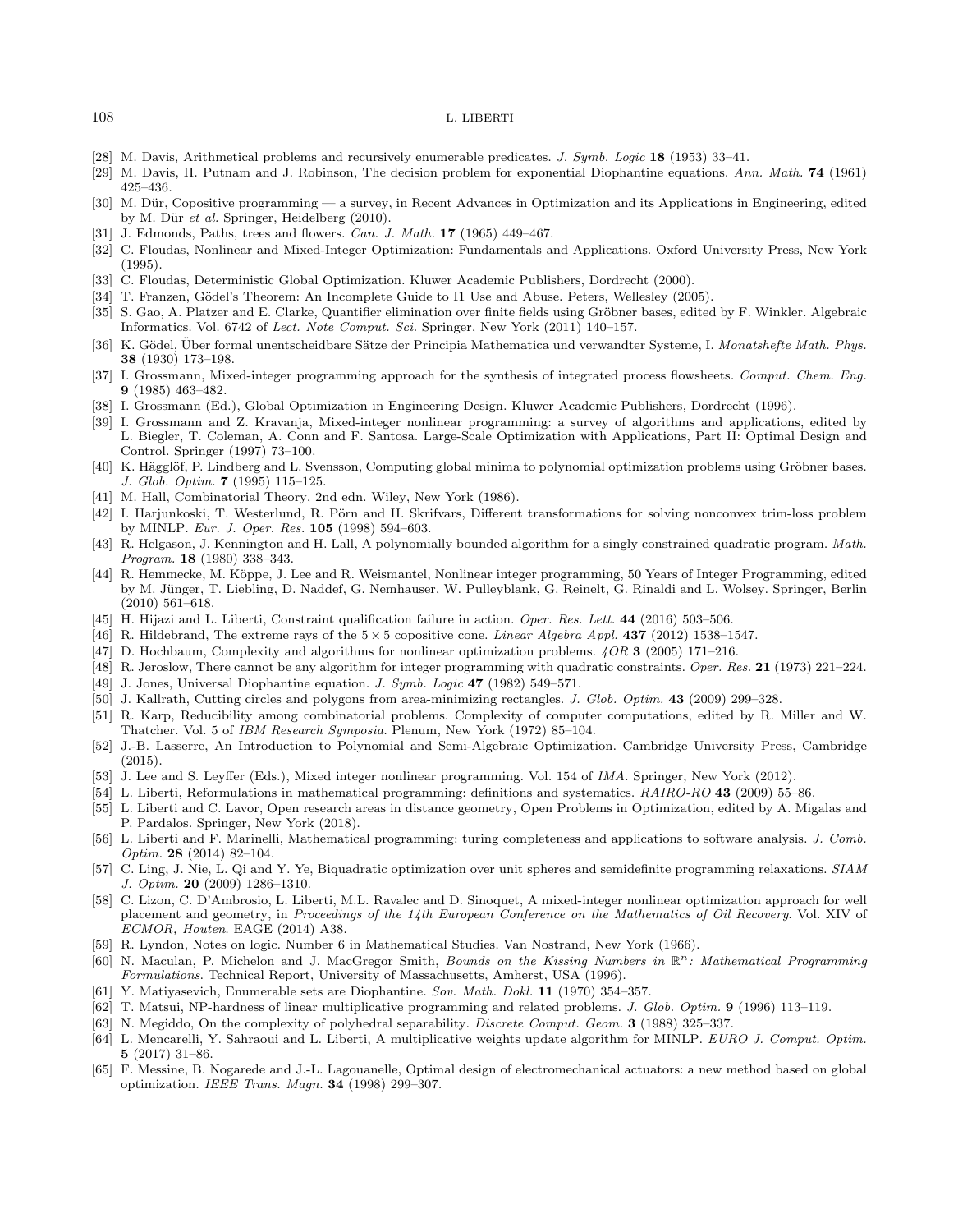- [28] M. Davis, Arithmetical problems and recursively enumerable predicates. *J. Symb. Logic* **18** (1953) 33–41.
- [29] M. Davis, H. Putnam and J. Robinson, The decision problem for exponential Diophantine equations. *Ann. Math.* **74** (1961) 425–436.
- [30] M. Dür, Copositive programming — a survey, in Recent Advances in Optimization and its Applications in Engineering, edited by M. Dür *et al.* Springer, Heidelberg (2010).
- [31] J. Edmonds, Paths, trees and flowers. *Can. J. Math.* **17** (1965) 449–467.
- [32] C. Floudas, Nonlinear and Mixed-Integer Optimization: Fundamentals and Applications. Oxford University Press, New York (1995).
- [33] C. Floudas, Deterministic Global Optimization. Kluwer Academic Publishers, Dordrecht (2000).
- [34] T. Franzen, Gödel's Theorem: An Incomplete Guide to I1 Use and Abuse. Peters, Wellesley (2005).
- [35] S. Gao, A. Platzer and E. Clarke, Quantifier elimination over finite fields using Gröbner bases, edited by F. Winkler. Algebraic Informatics. Vol. 6742 of *Lect. Note Comput. Sci.* Springer, New York (2011) 140–157.
- [36] K. Gödel, Über formal unentscheidbare Sätze der Principia Mathematica und verwandter Systeme, I. *Monatshefte Math. Phys.* **38** (1930) 173–198.
- [37] I. Grossmann, Mixed-integer programming approach for the synthesis of integrated process flowsheets. *Comput. Chem. Eng.* **9** (1985) 463–482.
- [38] I. Grossmann (Ed.), Global Optimization in Engineering Design. Kluwer Academic Publishers, Dordrecht (1996).
- [39] I. Grossmann and Z. Kravanja, Mixed-integer nonlinear programming: a survey of algorithms and applications, edited by L. Biegler, T. Coleman, A. Conn and F. Santosa. Large-Scale Optimization with Applications, Part II: Optimal Design and Control. Springer (1997) 73–100.
- [40] K. Hägglöf, P. Lindberg and L. Svensson, Computing global minima to polynomial optimization problems using Gröbner bases. *J. Glob. Optim.* **7** (1995) 115–125.
- [41] M. Hall, Combinatorial Theory, 2nd edn. Wiley, New York (1986).
- [42] I. Harjunkoski, T. Westerlund, R. Pörn and H. Skrifvars, Different transformations for solving nonconvex trim-loss problem by MINLP. *Eur. J. Oper. Res.* **105** (1998) 594–603.
- [43] R. Helgason, J. Kennington and H. Lall, A polynomially bounded algorithm for a singly constrained quadratic program. *Math. Program.* **18** (1980) 338–343.
- [44] R. Hemmecke, M. Köppe, J. Lee and R. Weismantel, Nonlinear integer programming, 50 Years of Integer Programming, edited by M. Jünger, T. Liebling, D. Naddef, G. Nemhauser, W. Pulleyblank, G. Reinelt, G. Rinaldi and L. Wolsey. Springer, Berlin (2010) 561–618.
- [45] H. Hijazi and L. Liberti, Constraint qualification failure in action. *Oper. Res. Lett.* **44** (2016) 503–506.
- [46] R. Hildebrand, The extreme rays of the $5\times5$ copositive cone. *Linear Algebra Appl.* **437** (2012) 1538–1547.
- [47] D. Hochbaum, Complexity and algorithms for nonlinear optimization problems. *4OR* **3** (2005) 171–216.
- [48] R. Jeroslow, There cannot be any algorithm for integer programming with quadratic constraints. *Oper. Res.* **21** (1973) 221–224.
- [49] J. Jones, Universal Diophantine equation. *J. Symb. Logic* **47** (1982) 549–571.
- [50] J. Kallrath, Cutting circles and polygons from area-minimizing rectangles. *J. Glob. Optim.* **43** (2009) 299–328.
- [51] R. Karp, Reducibility among combinatorial problems. Complexity of computer computations, edited by R. Miller and W. Thatcher. Vol. 5 of *IBM Research Symposia*. Plenum, New York (1972) 85–104.
- [52] J.-B. Lasserre, An Introduction to Polynomial and Semi-Algebraic Optimization. Cambridge University Press, Cambridge (2015).
- [53] J. Lee and S. Leyffer (Eds.), Mixed integer nonlinear programming. Vol. 154 of *IMA*. Springer, New York (2012).
- [54] L. Liberti, Reformulations in mathematical programming: definitions and systematics. *RAIRO-RO* **43** (2009) 55–86.
- [55] L. Liberti and C. Lavor, Open research areas in distance geometry, Open Problems in Optimization, edited by A. Migalas and P. Pardalos. Springer, New York (2018).
- [56] L. Liberti and F. Marinelli, Mathematical programming: turing completeness and applications to software analysis. *J. Comb. Optim.* **28** (2014) 82–104.
- [57] C. Ling, J. Nie, L. Qi and Y. Ye, Biquadratic optimization over unit spheres and semidefinite programming relaxations. *SIAM J. Optim.* **20** (2009) 1286–1310.
- [58] C. Lizon, C. D'Ambrosio, L. Liberti, M.L. Ravalec and D. Sinoquet, A mixed-integer nonlinear optimization approach for well placement and geometry, in *Proceedings of the 14th European Conference on the Mathematics of Oil Recovery*. Vol. XIV of *ECMOR, Houten*. EAGE (2014) A38.
- [59] R. Lyndon, Notes on logic. Number 6 in Mathematical Studies. Van Nostrand, New York (1966).
- [60] N. Maculan, P. Michelon and J. MacGregor Smith, *Bounds on the Kissing Numbers in $\mathbb{R}^n$: Mathematical Programming Formulations*. Technical Report, University of Massachusetts, Amherst, USA (1996).
- [61] Y. Matiyasevich, Enumerable sets are Diophantine. *Sov. Math. Dokl.* **11** (1970) 354–357.
- [62] T. Matsui, NP-hardness of linear multiplicative programming and related problems. *J. Glob. Optim.* **9** (1996) 113–119.
- [63] N. Megiddo, On the complexity of polyhedral separability. *Discrete Comput. Geom.* **3** (1988) 325–337.
- [64] L. Mencarelli, Y. Sahraoui and L. Liberti, A multiplicative weights update algorithm for MINLP. *EURO J. Comput. Optim.* **5** (2017) 31–86.
- [65] F. Messine, B. Nogarede and J.-L. Lagouanelle, Optimal design of electromechanical actuators: a new method based on global optimization. *IEEE Trans. Magn.* **34** (1998) 299–307.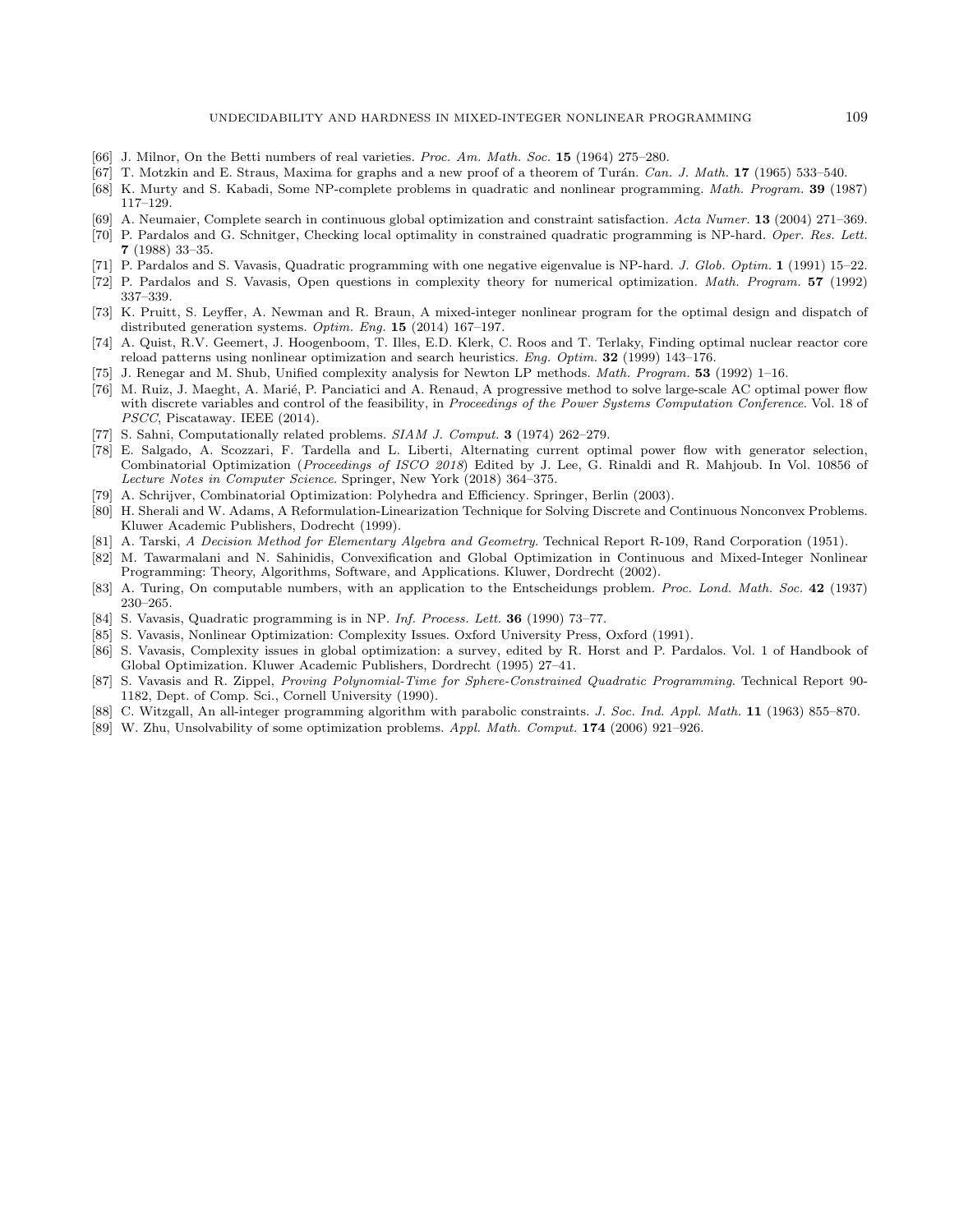[66] J. Milnor, On the Betti numbers of real varieties. *Proc. Am. Math. Soc.* **15** (1964) 275–280.

[67] T. Motzkin and E. Straus, Maxima for graphs and a new proof of a theorem of Turán. *Can. J. Math.* **17** (1965) 533–540.

[68] K. Murty and S. Kabadi, Some NP-complete problems in quadratic and nonlinear programming. *Math. Program.* **39** (1987) 117–129.

[69] A. Neumaier, Complete search in continuous global optimization and constraint satisfaction. *Acta Numer.* **13** (2004) 271–369.

[70] P. Pardalos and G. Schnitger, Checking local optimality in constrained quadratic programming is NP-hard. *Oper. Res. Lett.* **7** (1988) 33–35.

[71] P. Pardalos and S. Vavasis, Quadratic programming with one negative eigenvalue is NP-hard. *J. Glob. Optim.* **1** (1991) 15–22.

[72] P. Pardalos and S. Vavasis, Open questions in complexity theory for numerical optimization. *Math. Program.* **57** (1992) 337–339.

[73] K. Pruitt, S. Leyffer, A. Newman and R. Braun, A mixed-integer nonlinear program for the optimal design and dispatch of distributed generation systems. *Optim. Eng.* **15** (2014) 167–197.

[74] A. Quist, R.V. Geemert, J. Hoogenboom, T. Illes, E.D. Klerk, C. Roos and T. Terlaky, Finding optimal nuclear reactor core reload patterns using nonlinear optimization and search heuristics. *Eng. Optim.* **32** (1999) 143–176.

[75] J. Renegar and M. Shub, Unified complexity analysis for Newton LP methods. *Math. Program.* **53** (1992) 1–16.

[76] M. Ruiz, J. Maeght, A. Marié, P. Panciatici and A. Renaud, A progressive method to solve large-scale AC optimal power flow with discrete variables and control of the feasibility, in *Proceedings of the Power Systems Computation Conference*. Vol. 18 of *PSCC*, Piscataway. IEEE (2014).

[77] S. Sahni, Computationally related problems. *SIAM J. Comput.* **3** (1974) 262–279.

[78] E. Salgado, A. Scozzari, F. Tardella and L. Liberti, Alternating current optimal power flow with generator selection, Combinatorial Optimization (*Proceedings of ISCO 2018*) Edited by J. Lee, G. Rinaldi and R. Mahjoub. In Vol. 10856 of *Lecture Notes in Computer Science*. Springer, New York (2018) 364–375.

[79] A. Schrijver, Combinatorial Optimization: Polyhedra and Efficiency. Springer, Berlin (2003).

[80] H. Sherali and W. Adams, A Reformulation-Linearization Technique for Solving Discrete and Continuous Nonconvex Problems. Kluwer Academic Publishers, Dodrecht (1999).

[81] A. Tarski, *A Decision Method for Elementary Algebra and Geometry*. Technical Report R-109, Rand Corporation (1951).

[82] M. Tawarmalani and N. Sahinidis, Convexification and Global Optimization in Continuous and Mixed-Integer Nonlinear Programming: Theory, Algorithms, Software, and Applications. Kluwer, Dordrecht (2002).

[83] A. Turing, On computable numbers, with an application to the Entscheidungs problem. *Proc. Lond. Math. Soc.* **42** (1937) 230–265.

[84] S. Vavasis, Quadratic programming is in NP. *Inf. Process. Lett.* **36** (1990) 73–77.

[85] S. Vavasis, Nonlinear Optimization: Complexity Issues. Oxford University Press, Oxford (1991).

[86] S. Vavasis, Complexity issues in global optimization: a survey, edited by R. Horst and P. Pardalos. Vol. 1 of Handbook of Global Optimization. Kluwer Academic Publishers, Dordrecht (1995) 27–41.

[87] S. Vavasis and R. Zippel, *Proving Polynomial-Time for Sphere-Constrained Quadratic Programming*. Technical Report 90-1182, Dept. of Comp. Sci., Cornell University (1990).

[88] C. Witzgall, An all-integer programming algorithm with parabolic constraints. *J. Soc. Ind. Appl. Math.* **11** (1963) 855–870.

[89] W. Zhu, Unsolvability of some optimization problems. *Appl. Math. Comput.* **174** (2006) 921–926.